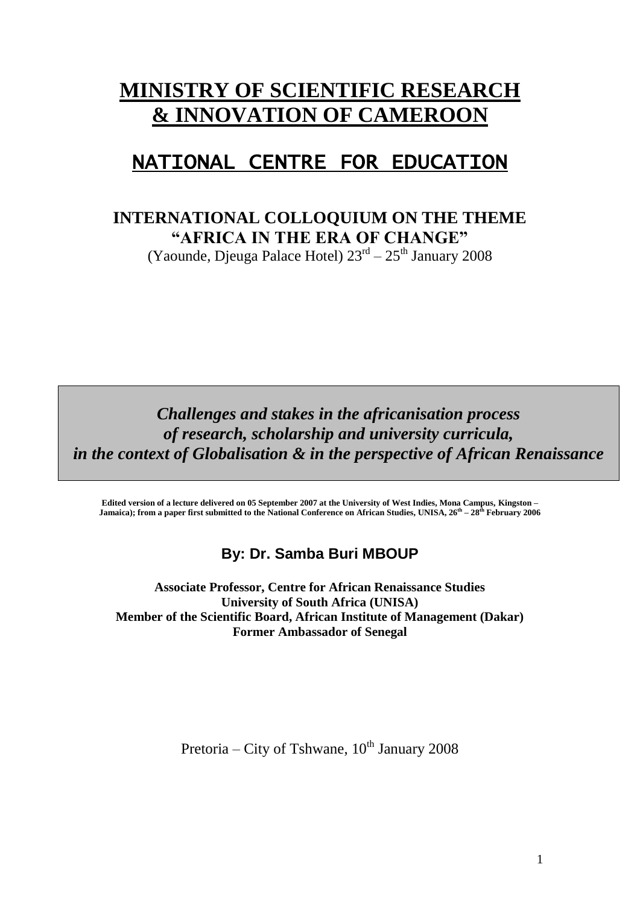# MINISTRY OF SCIENTIFIC RESEARCH & INNOVATION OF CAMEROON

## NATIONAL CENTRE FOR EDUCATION

### INTERNATIONAL COLLOQUIUM ON THE THEME "AFRICA IN THE ERA OF CHANGE"

(Yaounde, Djeuga Palace Hotel) 23rd – 25th January 2008

***Challenges and stakes in the africanisation process of research, scholarship and university curricula, in the context of Globalisation & in the perspective of African Renaissance***

**Edited version of a lecture delivered on 05 September 2007 at the University of West Indies, Mona Campus, Kingston – Jamaica); from a paper first submitted to the National Conference on African Studies, UNISA, 26th – 28th February 2006**

**By: Dr. Samba Buri MBOUP**

**Associate Professor, Centre for African Renaissance Studies**
**University of South Africa (UNISA)**
**Member of the Scientific Board, African Institute of Management (Dakar)**
**Former Ambassador of Senegal**

Pretoria – City of Tshwane, 10th January 2008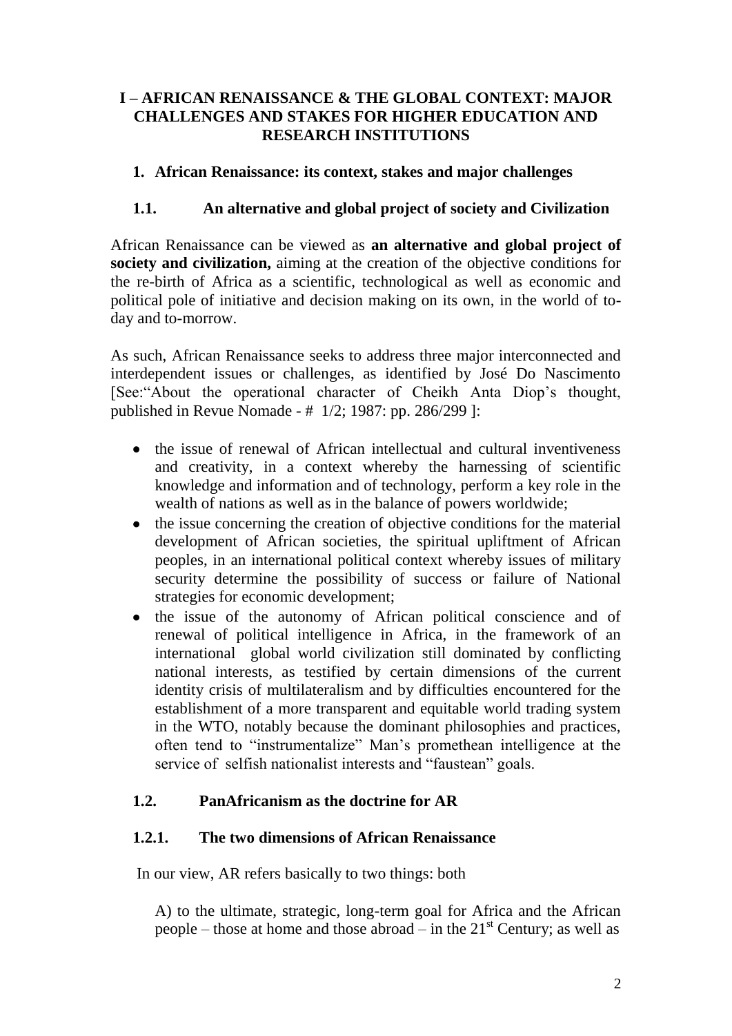# I – AFRICAN RENAISSANCE & THE GLOBAL CONTEXT: MAJOR CHALLENGES AND STAKES FOR HIGHER EDUCATION AND RESEARCH INSTITUTIONS

## 1. African Renaissance: its context, stakes and major challenges

### 1.1. An alternative and global project of society and Civilization

African Renaissance can be viewed as **an alternative and global project of society and civilization,** aiming at the creation of the objective conditions for the re-birth of Africa as a scientific, technological as well as economic and political pole of initiative and decision making on its own, in the world of to-day and to-morrow.

As such, African Renaissance seeks to address three major interconnected and interdependent issues or challenges, as identified by José Do Nascimento [See:"About the operational character of Cheikh Anta Diop's thought, published in Revue Nomade - # 1/2; 1987: pp. 286/299 ]:

- the issue of renewal of African intellectual and cultural inventiveness and creativity, in a context whereby the harnessing of scientific knowledge and information and of technology, perform a key role in the wealth of nations as well as in the balance of powers worldwide;
- the issue concerning the creation of objective conditions for the material development of African societies, the spiritual upliftment of African peoples, in an international political context whereby issues of military security determine the possibility of success or failure of National strategies for economic development;
- the issue of the autonomy of African political conscience and of renewal of political intelligence in Africa, in the framework of an international global world civilization still dominated by conflicting national interests, as testified by certain dimensions of the current identity crisis of multilateralism and by difficulties encountered for the establishment of a more transparent and equitable world trading system in the WTO, notably because the dominant philosophies and practices, often tend to "instrumentalize" Man's promethean intelligence at the service of selfish nationalist interests and "faustean" goals.

### 1.2. PanAfricanism as the doctrine for AR

#### 1.2.1. The two dimensions of African Renaissance

In our view, AR refers basically to two things: both

A) to the ultimate, strategic, long-term goal for Africa and the African people – those at home and those abroad – in the 21st Century; as well as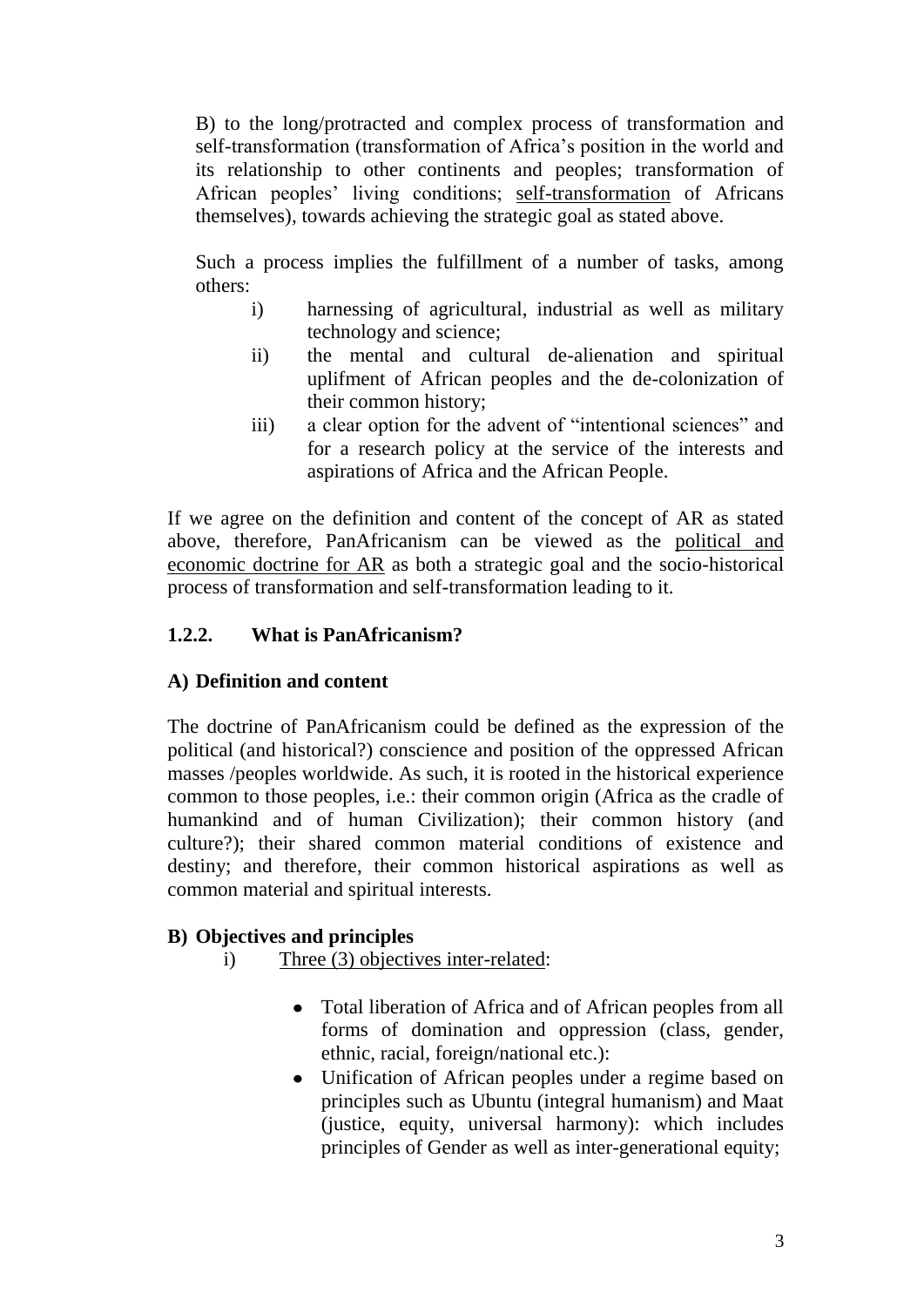B) to the long/protracted and complex process of transformation and self-transformation (transformation of Africa's position in the world and its relationship to other continents and peoples; transformation of African peoples' living conditions; self-transformation of Africans themselves), towards achieving the strategic goal as stated above.

Such a process implies the fulfillment of a number of tasks, among others:

- i) harnessing of agricultural, industrial as well as military technology and science;
- ii) the mental and cultural de-alienation and spiritual uplifment of African peoples and the de-colonization of their common history;
- iii) a clear option for the advent of "intentional sciences" and for a research policy at the service of the interests and aspirations of Africa and the African People.

If we agree on the definition and content of the concept of AR as stated above, therefore, PanAfricanism can be viewed as the political and economic doctrine for AR as both a strategic goal and the socio-historical process of transformation and self-transformation leading to it.

### 1.2.2. What is PanAfricanism?

**A) Definition and content**

The doctrine of PanAfricanism could be defined as the expression of the political (and historical?) conscience and position of the oppressed African masses /peoples worldwide. As such, it is rooted in the historical experience common to those peoples, i.e.: their common origin (Africa as the cradle of humankind and of human Civilization); their common history (and culture?); their shared common material conditions of existence and destiny; and therefore, their common historical aspirations as well as common material and spiritual interests.

**B) Objectives and principles**

i) Three (3) objectives inter-related:

- Total liberation of Africa and of African peoples from all forms of domination and oppression (class, gender, ethnic, racial, foreign/national etc.):
- Unification of African peoples under a regime based on principles such as Ubuntu (integral humanism) and Maat (justice, equity, universal harmony): which includes principles of Gender as well as inter-generational equity;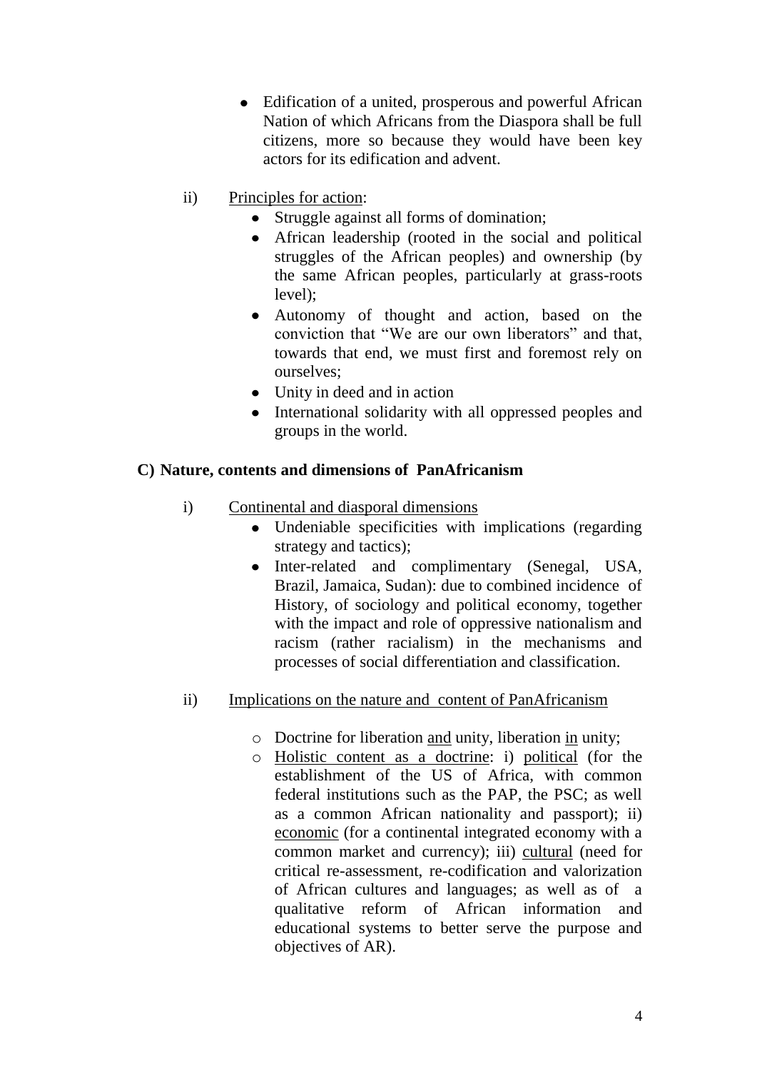- Edification of a united, prosperous and powerful African Nation of which Africans from the Diaspora shall be full citizens, more so because they would have been key actors for its edification and advent.

ii) Principles for action:
   - Struggle against all forms of domination;
   - African leadership (rooted in the social and political struggles of the African peoples) and ownership (by the same African peoples, particularly at grass-roots level);
   - Autonomy of thought and action, based on the conviction that "We are our own liberators" and that, towards that end, we must first and foremost rely on ourselves;
   - Unity in deed and in action
   - International solidarity with all oppressed peoples and groups in the world.

**C) Nature, contents and dimensions of PanAfricanism**

i) Continental and diasporal dimensions
   - Undeniable specificities with implications (regarding strategy and tactics);
   - Inter-related and complimentary (Senegal, USA, Brazil, Jamaica, Sudan): due to combined incidence of History, of sociology and political economy, together with the impact and role of oppressive nationalism and racism (rather racialism) in the mechanisms and processes of social differentiation and classification.

ii) Implications on the nature and content of PanAfricanism
   - Doctrine for liberation and unity, liberation in unity;
   - Holistic content as a doctrine: i) political (for the establishment of the US of Africa, with common federal institutions such as the PAP, the PSC; as well as a common African nationality and passport); ii) economic (for a continental integrated economy with a common market and currency); iii) cultural (need for critical re-assessment, re-codification and valorization of African cultures and languages; as well as of a qualitative reform of African information and educational systems to better serve the purpose and objectives of AR).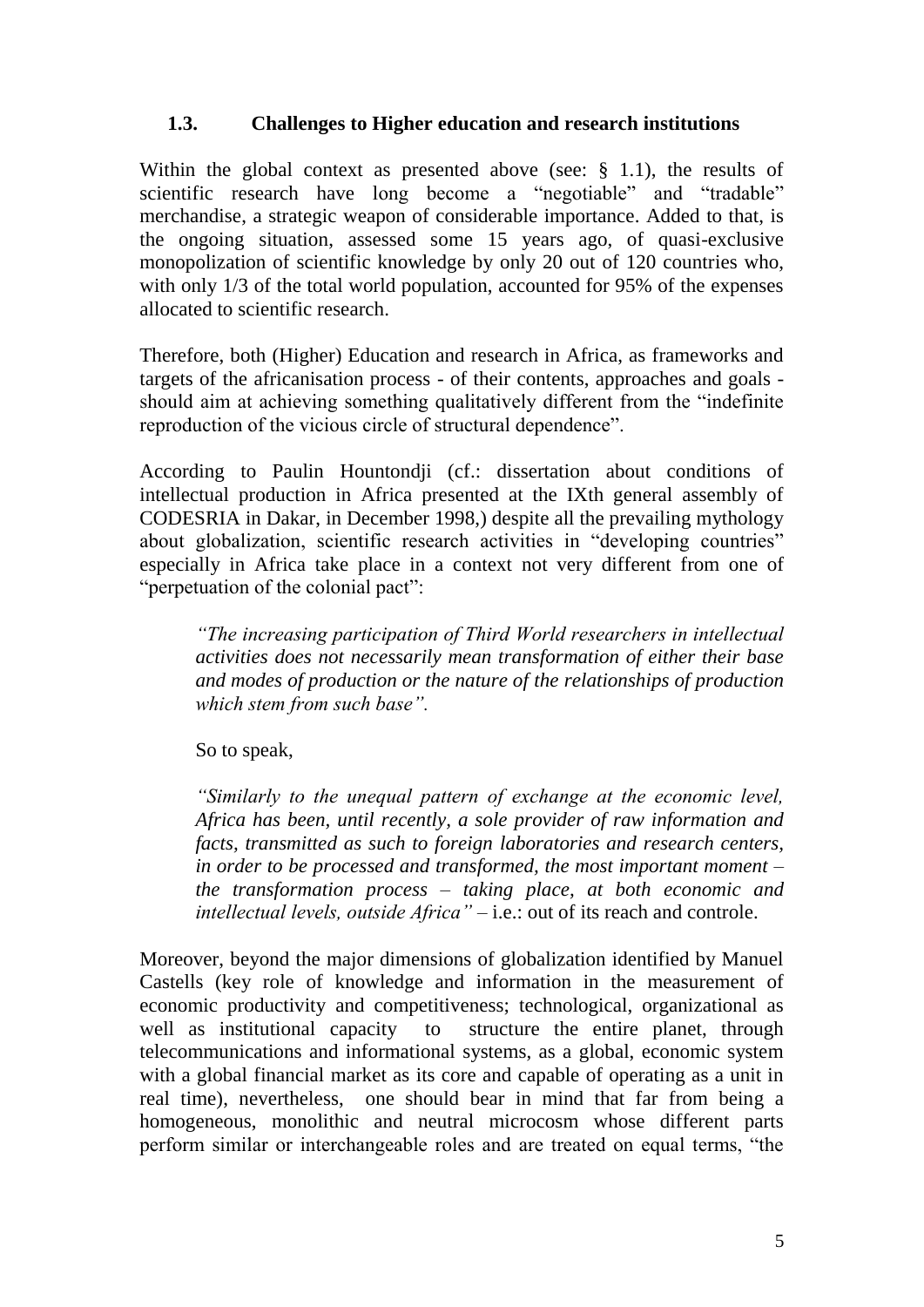### 1.3. Challenges to Higher education and research institutions

Within the global context as presented above (see: § 1.1), the results of scientific research have long become a "negotiable" and "tradable" merchandise, a strategic weapon of considerable importance. Added to that, is the ongoing situation, assessed some 15 years ago, of quasi-exclusive monopolization of scientific knowledge by only 20 out of 120 countries who, with only 1/3 of the total world population, accounted for 95% of the expenses allocated to scientific research.

Therefore, both (Higher) Education and research in Africa, as frameworks and targets of the africanisation process - of their contents, approaches and goals - should aim at achieving something qualitatively different from the "indefinite reproduction of the vicious circle of structural dependence".

According to Paulin Hountondji (cf.: dissertation about conditions of intellectual production in Africa presented at the IXth general assembly of CODESRIA in Dakar, in December 1998,) despite all the prevailing mythology about globalization, scientific research activities in "developing countries" especially in Africa take place in a context not very different from one of "perpetuation of the colonial pact":

> *"The increasing participation of Third World researchers in intellectual activities does not necessarily mean transformation of either their base and modes of production or the nature of the relationships of production which stem from such base".*
>
> So to speak,
>
> *"Similarly to the unequal pattern of exchange at the economic level, Africa has been, until recently, a sole provider of raw information and facts, transmitted as such to foreign laboratories and research centers, in order to be processed and transformed, the most important moment – the transformation process – taking place, at both economic and intellectual levels, outside Africa"* – i.e.: out of its reach and controle.

Moreover, beyond the major dimensions of globalization identified by Manuel Castells (key role of knowledge and information in the measurement of economic productivity and competitiveness; technological, organizational as well as institutional capacity to structure the entire planet, through telecommunications and informational systems, as a global, economic system with a global financial market as its core and capable of operating as a unit in real time), nevertheless, one should bear in mind that far from being a homogeneous, monolithic and neutral microcosm whose different parts perform similar or interchangeable roles and are treated on equal terms, "the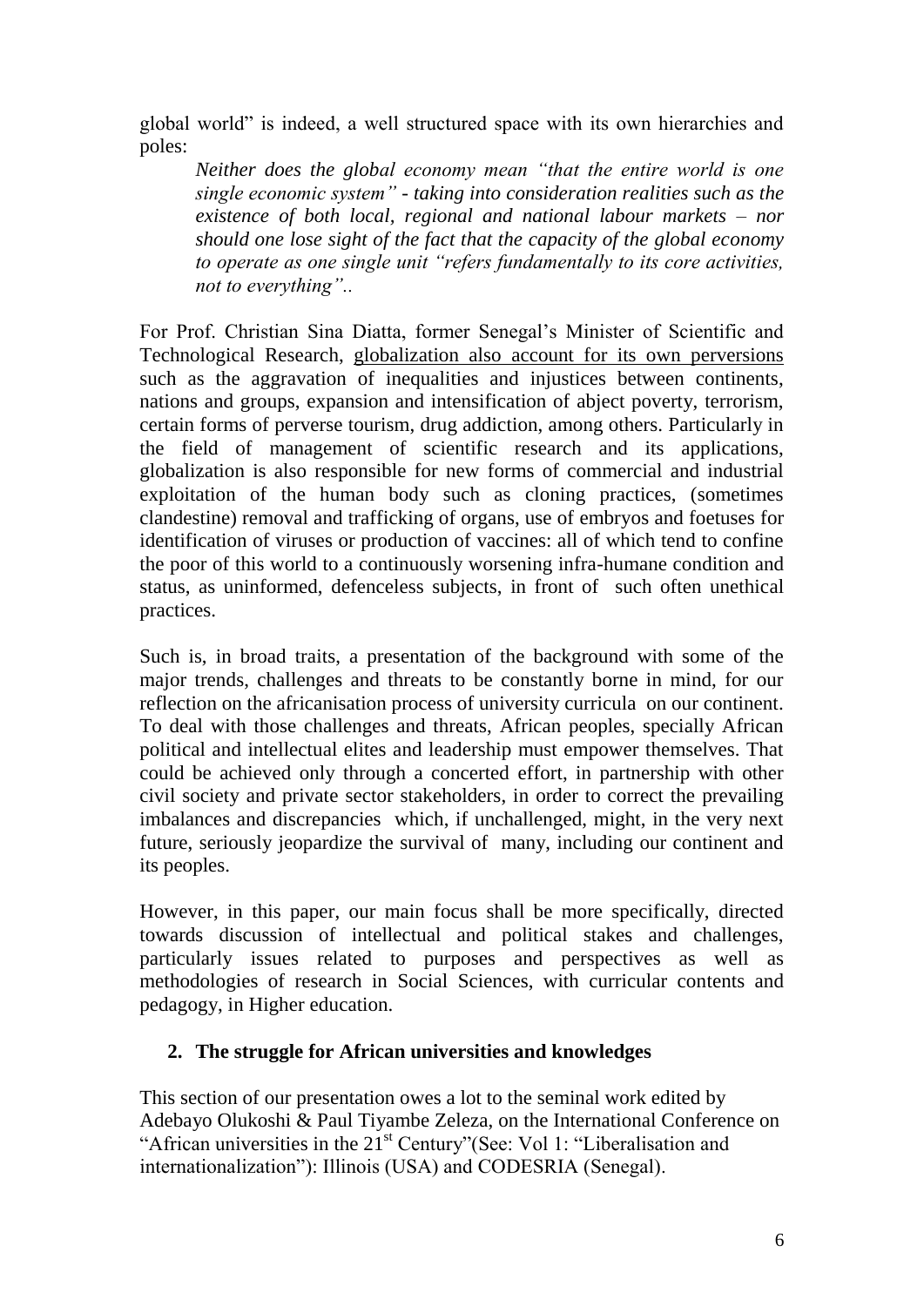global world" is indeed, a well structured space with its own hierarchies and poles:

> *Neither does the global economy mean "that the entire world is one single economic system" - taking into consideration realities such as the existence of both local, regional and national labour markets – nor should one lose sight of the fact that the capacity of the global economy to operate as one single unit "refers fundamentally to its core activities, not to everything"..*

For Prof. Christian Sina Diatta, former Senegal's Minister of Scientific and Technological Research, <u>globalization also account for its own perversions</u> such as the aggravation of inequalities and injustices between continents, nations and groups, expansion and intensification of abject poverty, terrorism, certain forms of perverse tourism, drug addiction, among others. Particularly in the field of management of scientific research and its applications, globalization is also responsible for new forms of commercial and industrial exploitation of the human body such as cloning practices, (sometimes clandestine) removal and trafficking of organs, use of embryos and foetuses for identification of viruses or production of vaccines: all of which tend to confine the poor of this world to a continuously worsening infra-humane condition and status, as uninformed, defenceless subjects, in front of such often unethical practices.

Such is, in broad traits, a presentation of the background with some of the major trends, challenges and threats to be constantly borne in mind, for our reflection on the africanisation process of university curricula on our continent. To deal with those challenges and threats, African peoples, specially African political and intellectual elites and leadership must empower themselves. That could be achieved only through a concerted effort, in partnership with other civil society and private sector stakeholders, in order to correct the prevailing imbalances and discrepancies which, if unchallenged, might, in the very next future, seriously jeopardize the survival of many, including our continent and its peoples.

However, in this paper, our main focus shall be more specifically, directed towards discussion of intellectual and political stakes and challenges, particularly issues related to purposes and perspectives as well as methodologies of research in Social Sciences, with curricular contents and pedagogy, in Higher education.

## 2. The struggle for African universities and knowledges

This section of our presentation owes a lot to the seminal work edited by Adebayo Olukoshi & Paul Tiyambe Zeleza, on the International Conference on "African universities in the 21st Century"(See: Vol 1: "Liberalisation and internationalization"): Illinois (USA) and CODESRIA (Senegal).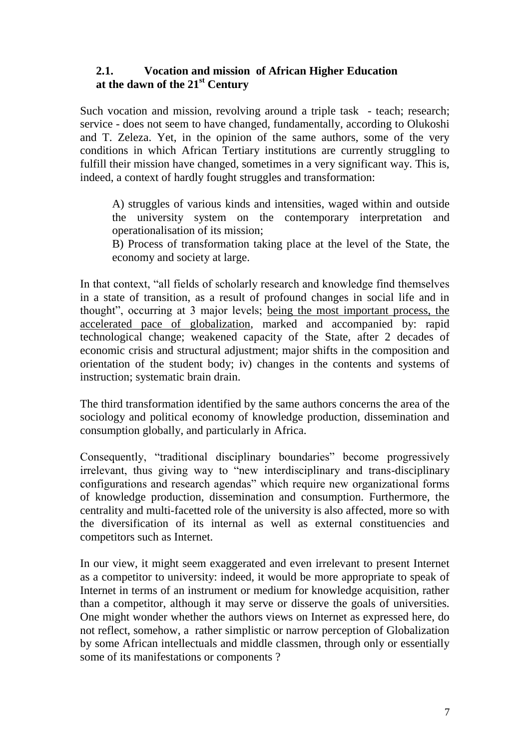## 2.1. Vocation and mission of African Higher Education at the dawn of the 21st Century

Such vocation and mission, revolving around a triple task - teach; research; service - does not seem to have changed, fundamentally, according to Olukoshi and T. Zeleza. Yet, in the opinion of the same authors, some of the very conditions in which African Tertiary institutions are currently struggling to fulfill their mission have changed, sometimes in a very significant way. This is, indeed, a context of hardly fought struggles and transformation:

> A) struggles of various kinds and intensities, waged within and outside the university system on the contemporary interpretation and operationalisation of its mission;
>
> B) Process of transformation taking place at the level of the State, the economy and society at large.

In that context, "all fields of scholarly research and knowledge find themselves in a state of transition, as a result of profound changes in social life and in thought", occurring at 3 major levels; <u>being the most important process, the accelerated pace of globalization</u>, marked and accompanied by: rapid technological change; weakened capacity of the State, after 2 decades of economic crisis and structural adjustment; major shifts in the composition and orientation of the student body; iv) changes in the contents and systems of instruction; systematic brain drain.

The third transformation identified by the same authors concerns the area of the sociology and political economy of knowledge production, dissemination and consumption globally, and particularly in Africa.

Consequently, "traditional disciplinary boundaries" become progressively irrelevant, thus giving way to "new interdisciplinary and trans-disciplinary configurations and research agendas" which require new organizational forms of knowledge production, dissemination and consumption. Furthermore, the centrality and multi-facetted role of the university is also affected, more so with the diversification of its internal as well as external constituencies and competitors such as Internet.

In our view, it might seem exaggerated and even irrelevant to present Internet as a competitor to university: indeed, it would be more appropriate to speak of Internet in terms of an instrument or medium for knowledge acquisition, rather than a competitor, although it may serve or disserve the goals of universities. One might wonder whether the authors views on Internet as expressed here, do not reflect, somehow, a rather simplistic or narrow perception of Globalization by some African intellectuals and middle classmen, through only or essentially some of its manifestations or components ?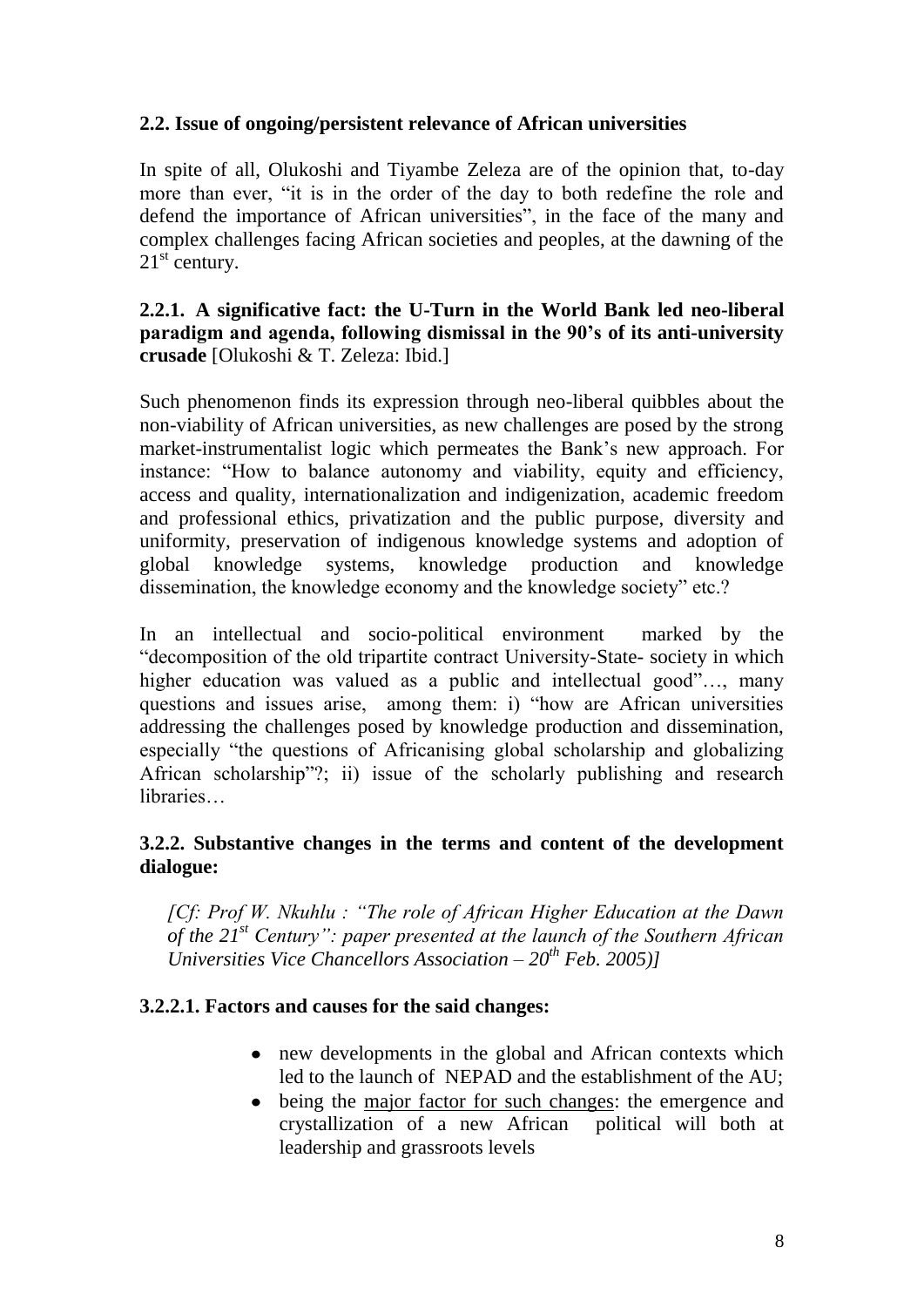### 2.2. Issue of ongoing/persistent relevance of African universities

In spite of all, Olukoshi and Tiyambe Zeleza are of the opinion that, to-day more than ever, "it is in the order of the day to both redefine the role and defend the importance of African universities", in the face of the many and complex challenges facing African societies and peoples, at the dawning of the 21st century.

#### 2.2.1. A significative fact: the U-Turn in the World Bank led neo-liberal paradigm and agenda, following dismissal in the 90's of its anti-university crusade [Olukoshi & T. Zeleza: Ibid.]

Such phenomenon finds its expression through neo-liberal quibbles about the non-viability of African universities, as new challenges are posed by the strong market-instrumentalist logic which permeates the Bank's new approach. For instance: "How to balance autonomy and viability, equity and efficiency, access and quality, internationalization and indigenization, academic freedom and professional ethics, privatization and the public purpose, diversity and uniformity, preservation of indigenous knowledge systems and adoption of global knowledge systems, knowledge production and knowledge dissemination, the knowledge economy and the knowledge society" etc.?

In an intellectual and socio-political environment marked by the "decomposition of the old tripartite contract University-State- society in which higher education was valued as a public and intellectual good"…, many questions and issues arise, among them: i) "how are African universities addressing the challenges posed by knowledge production and dissemination, especially "the questions of Africanising global scholarship and globalizing African scholarship"?; ii) issue of the scholarly publishing and research libraries…

#### 3.2.2. Substantive changes in the terms and content of the development dialogue:

*[Cf: Prof W. Nkuhlu : "The role of African Higher Education at the Dawn of the 21st Century": paper presented at the launch of the Southern African Universities Vice Chancellors Association – 20th Feb. 2005)]*

#### 3.2.2.1. Factors and causes for the said changes:

- new developments in the global and African contexts which led to the launch of NEPAD and the establishment of the AU;
- being the major factor for such changes: the emergence and crystallization of a new African political will both at leadership and grassroots levels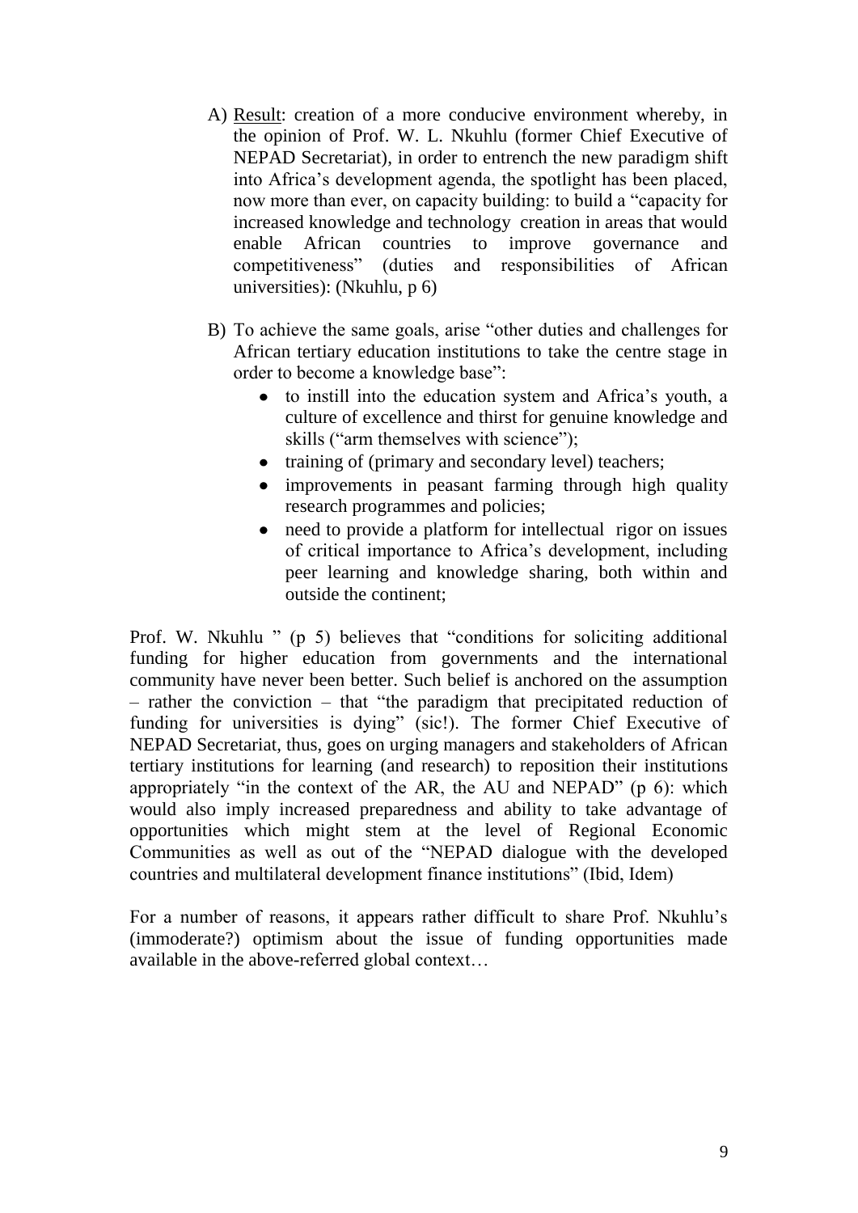A) <u>Result</u>: creation of a more conducive environment whereby, in the opinion of Prof. W. L. Nkuhlu (former Chief Executive of NEPAD Secretariat), in order to entrench the new paradigm shift into Africa's development agenda, the spotlight has been placed, now more than ever, on capacity building: to build a "capacity for increased knowledge and technology creation in areas that would enable African countries to improve governance and competitiveness" (duties and responsibilities of African universities): (Nkuhlu, p 6)

B) To achieve the same goals, arise "other duties and challenges for African tertiary education institutions to take the centre stage in order to become a knowledge base":
   - to instill into the education system and Africa's youth, a culture of excellence and thirst for genuine knowledge and skills ("arm themselves with science");
   - training of (primary and secondary level) teachers;
   - improvements in peasant farming through high quality research programmes and policies;
   - need to provide a platform for intellectual rigor on issues of critical importance to Africa's development, including peer learning and knowledge sharing, both within and outside the continent;

Prof. W. Nkuhlu " (p 5) believes that "conditions for soliciting additional funding for higher education from governments and the international community have never been better. Such belief is anchored on the assumption – rather the conviction – that "the paradigm that precipitated reduction of funding for universities is dying" (sic!). The former Chief Executive of NEPAD Secretariat, thus, goes on urging managers and stakeholders of African tertiary institutions for learning (and research) to reposition their institutions appropriately "in the context of the AR, the AU and NEPAD" (p 6): which would also imply increased preparedness and ability to take advantage of opportunities which might stem at the level of Regional Economic Communities as well as out of the "NEPAD dialogue with the developed countries and multilateral development finance institutions" (Ibid, Idem)

For a number of reasons, it appears rather difficult to share Prof. Nkuhlu's (immoderate?) optimism about the issue of funding opportunities made available in the above-referred global context…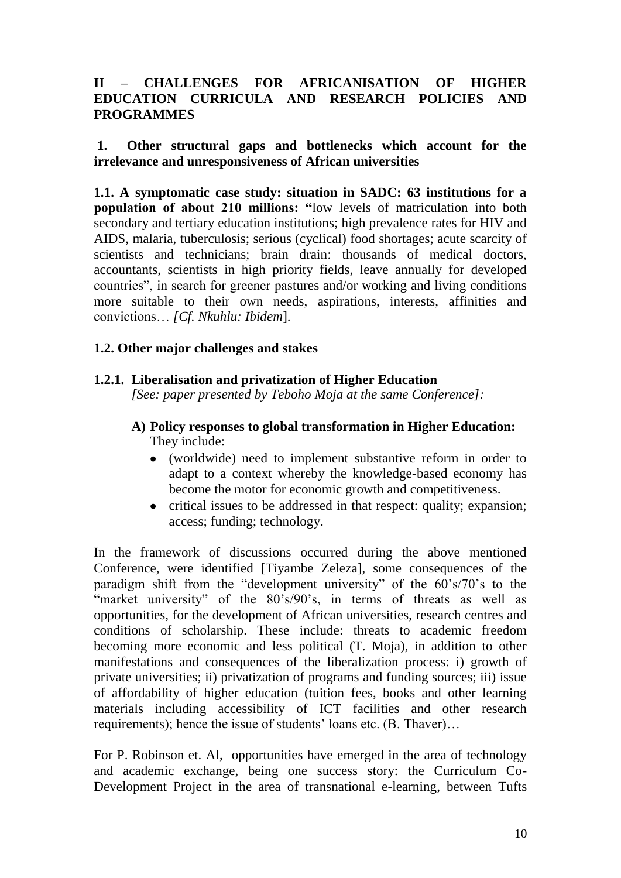## II – CHALLENGES FOR AFRICANISATION OF HIGHER EDUCATION CURRICULA AND RESEARCH POLICIES AND PROGRAMMES

### 1. Other structural gaps and bottlenecks which account for the irrelevance and unresponsiveness of African universities

**1.1. A symptomatic case study: situation in SADC: 63 institutions for a population of about 210 millions: "**low levels of matriculation into both secondary and tertiary education institutions; high prevalence rates for HIV and AIDS, malaria, tuberculosis; serious (cyclical) food shortages; acute scarcity of scientists and technicians; brain drain: thousands of medical doctors, accountants, scientists in high priority fields, leave annually for developed countries", in search for greener pastures and/or working and living conditions more suitable to their own needs, aspirations, interests, affinities and convictions… *[Cf. Nkuhlu: Ibidem*].

**1.2. Other major challenges and stakes**

**1.2.1. Liberalisation and privatization of Higher Education**
*[See: paper presented by Teboho Moja at the same Conference]:*

**A) Policy responses to global transformation in Higher Education:**
They include:

- (worldwide) need to implement substantive reform in order to adapt to a context whereby the knowledge-based economy has become the motor for economic growth and competitiveness.
- critical issues to be addressed in that respect: quality; expansion; access; funding; technology.

In the framework of discussions occurred during the above mentioned Conference, were identified [Tiyambe Zeleza], some consequences of the paradigm shift from the "development university" of the 60's/70's to the "market university" of the 80's/90's, in terms of threats as well as opportunities, for the development of African universities, research centres and conditions of scholarship. These include: threats to academic freedom becoming more economic and less political (T. Moja), in addition to other manifestations and consequences of the liberalization process: i) growth of private universities; ii) privatization of programs and funding sources; iii) issue of affordability of higher education (tuition fees, books and other learning materials including accessibility of ICT facilities and other research requirements); hence the issue of students' loans etc. (B. Thaver)…

For P. Robinson et. Al, opportunities have emerged in the area of technology and academic exchange, being one success story: the Curriculum Co-Development Project in the area of transnational e-learning, between Tufts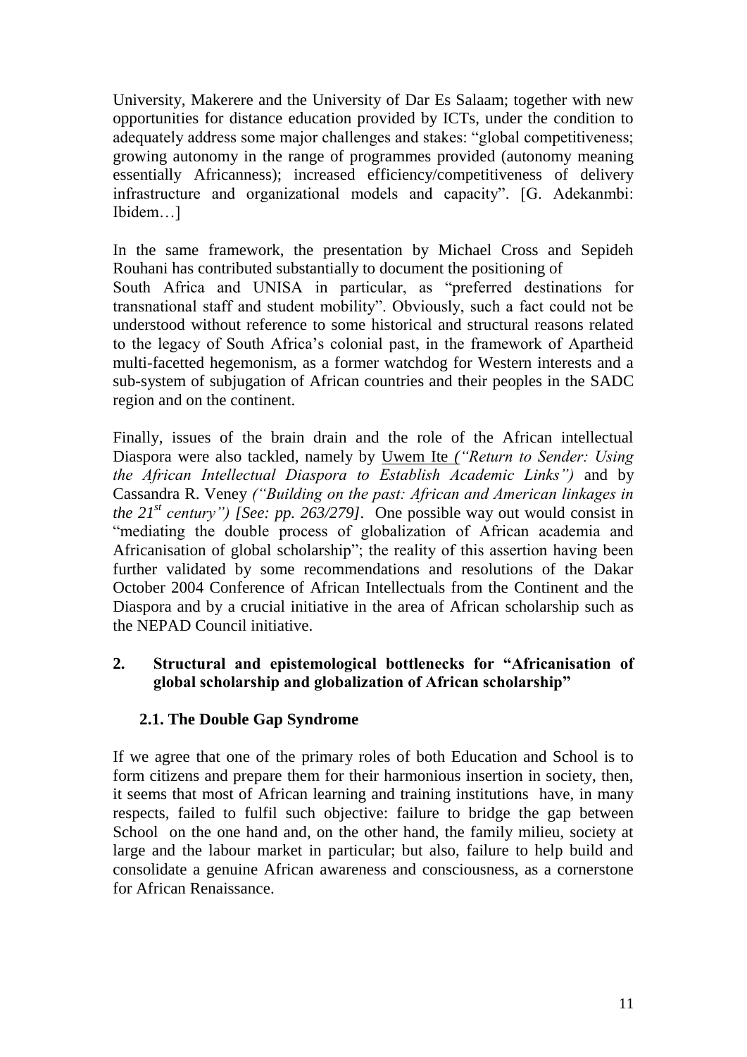University, Makerere and the University of Dar Es Salaam; together with new opportunities for distance education provided by ICTs, under the condition to adequately address some major challenges and stakes: "global competitiveness; growing autonomy in the range of programmes provided (autonomy meaning essentially Africanness); increased efficiency/competitiveness of delivery infrastructure and organizational models and capacity". [G. Adekanmbi: Ibidem…]

In the same framework, the presentation by Michael Cross and Sepideh Rouhani has contributed substantially to document the positioning of South Africa and UNISA in particular, as "preferred destinations for transnational staff and student mobility". Obviously, such a fact could not be understood without reference to some historical and structural reasons related to the legacy of South Africa's colonial past, in the framework of Apartheid multi-facetted hegemonism, as a former watchdog for Western interests and a sub-system of subjugation of African countries and their peoples in the SADC region and on the continent.

Finally, issues of the brain drain and the role of the African intellectual Diaspora were also tackled, namely by Uwem Ite *("Return to Sender: Using the African Intellectual Diaspora to Establish Academic Links")* and by Cassandra R. Veney *("Building on the past: African and American linkages in the 21st century") [See: pp. 263/279]*. One possible way out would consist in "mediating the double process of globalization of African academia and Africanisation of global scholarship"; the reality of this assertion having been further validated by some recommendations and resolutions of the Dakar October 2004 Conference of African Intellectuals from the Continent and the Diaspora and by a crucial initiative in the area of African scholarship such as the NEPAD Council initiative.

## 2. Structural and epistemological bottlenecks for "Africanisation of global scholarship and globalization of African scholarship"

### 2.1. The Double Gap Syndrome

If we agree that one of the primary roles of both Education and School is to form citizens and prepare them for their harmonious insertion in society, then, it seems that most of African learning and training institutions have, in many respects, failed to fulfil such objective: failure to bridge the gap between School on the one hand and, on the other hand, the family milieu, society at large and the labour market in particular; but also, failure to help build and consolidate a genuine African awareness and consciousness, as a cornerstone for African Renaissance.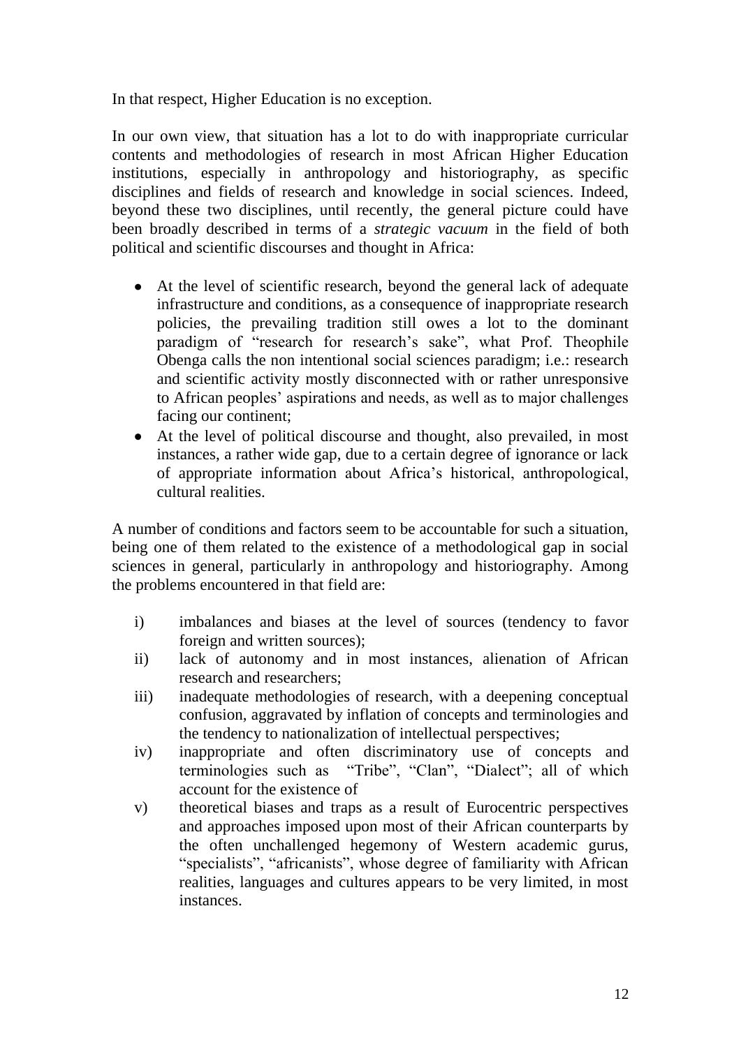In that respect, Higher Education is no exception.

In our own view, that situation has a lot to do with inappropriate curricular contents and methodologies of research in most African Higher Education institutions, especially in anthropology and historiography, as specific disciplines and fields of research and knowledge in social sciences. Indeed, beyond these two disciplines, until recently, the general picture could have been broadly described in terms of a *strategic vacuum* in the field of both political and scientific discourses and thought in Africa:

- At the level of scientific research, beyond the general lack of adequate infrastructure and conditions, as a consequence of inappropriate research policies, the prevailing tradition still owes a lot to the dominant paradigm of "research for research's sake", what Prof. Theophile Obenga calls the non intentional social sciences paradigm; i.e.: research and scientific activity mostly disconnected with or rather unresponsive to African peoples' aspirations and needs, as well as to major challenges facing our continent;
- At the level of political discourse and thought, also prevailed, in most instances, a rather wide gap, due to a certain degree of ignorance or lack of appropriate information about Africa's historical, anthropological, cultural realities.

A number of conditions and factors seem to be accountable for such a situation, being one of them related to the existence of a methodological gap in social sciences in general, particularly in anthropology and historiography. Among the problems encountered in that field are:

i) imbalances and biases at the level of sources (tendency to favor foreign and written sources);
ii) lack of autonomy and in most instances, alienation of African research and researchers;
iii) inadequate methodologies of research, with a deepening conceptual confusion, aggravated by inflation of concepts and terminologies and the tendency to nationalization of intellectual perspectives;
iv) inappropriate and often discriminatory use of concepts and terminologies such as "Tribe", "Clan", "Dialect"; all of which account for the existence of
v) theoretical biases and traps as a result of Eurocentric perspectives and approaches imposed upon most of their African counterparts by the often unchallenged hegemony of Western academic gurus, "specialists", "africanists", whose degree of familiarity with African realities, languages and cultures appears to be very limited, in most instances.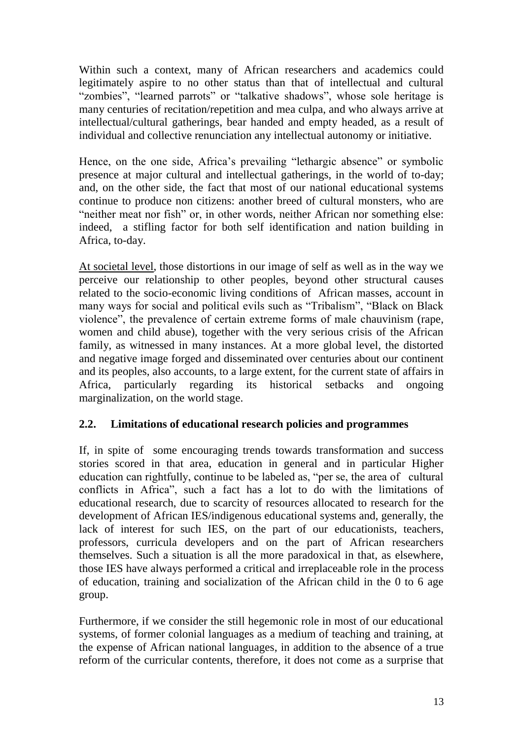Within such a context, many of African researchers and academics could legitimately aspire to no other status than that of intellectual and cultural "zombies", "learned parrots" or "talkative shadows", whose sole heritage is many centuries of recitation/repetition and mea culpa, and who always arrive at intellectual/cultural gatherings, bear handed and empty headed, as a result of individual and collective renunciation any intellectual autonomy or initiative.

Hence, on the one side, Africa's prevailing "lethargic absence" or symbolic presence at major cultural and intellectual gatherings, in the world of to-day; and, on the other side, the fact that most of our national educational systems continue to produce non citizens: another breed of cultural monsters, who are "neither meat nor fish" or, in other words, neither African nor something else: indeed, a stifling factor for both self identification and nation building in Africa, to-day.

<u>At societal level</u>, those distortions in our image of self as well as in the way we perceive our relationship to other peoples, beyond other structural causes related to the socio-economic living conditions of African masses, account in many ways for social and political evils such as "Tribalism", "Black on Black violence", the prevalence of certain extreme forms of male chauvinism (rape, women and child abuse), together with the very serious crisis of the African family, as witnessed in many instances. At a more global level, the distorted and negative image forged and disseminated over centuries about our continent and its peoples, also accounts, to a large extent, for the current state of affairs in Africa, particularly regarding its historical setbacks and ongoing marginalization, on the world stage.

## 2.2. Limitations of educational research policies and programmes

If, in spite of some encouraging trends towards transformation and success stories scored in that area, education in general and in particular Higher education can rightfully, continue to be labeled as, "per se, the area of cultural conflicts in Africa", such a fact has a lot to do with the limitations of educational research, due to scarcity of resources allocated to research for the development of African IES/indigenous educational systems and, generally, the lack of interest for such IES, on the part of our educationists, teachers, professors, curricula developers and on the part of African researchers themselves. Such a situation is all the more paradoxical in that, as elsewhere, those IES have always performed a critical and irreplaceable role in the process of education, training and socialization of the African child in the 0 to 6 age group.

Furthermore, if we consider the still hegemonic role in most of our educational systems, of former colonial languages as a medium of teaching and training, at the expense of African national languages, in addition to the absence of a true reform of the curricular contents, therefore, it does not come as a surprise that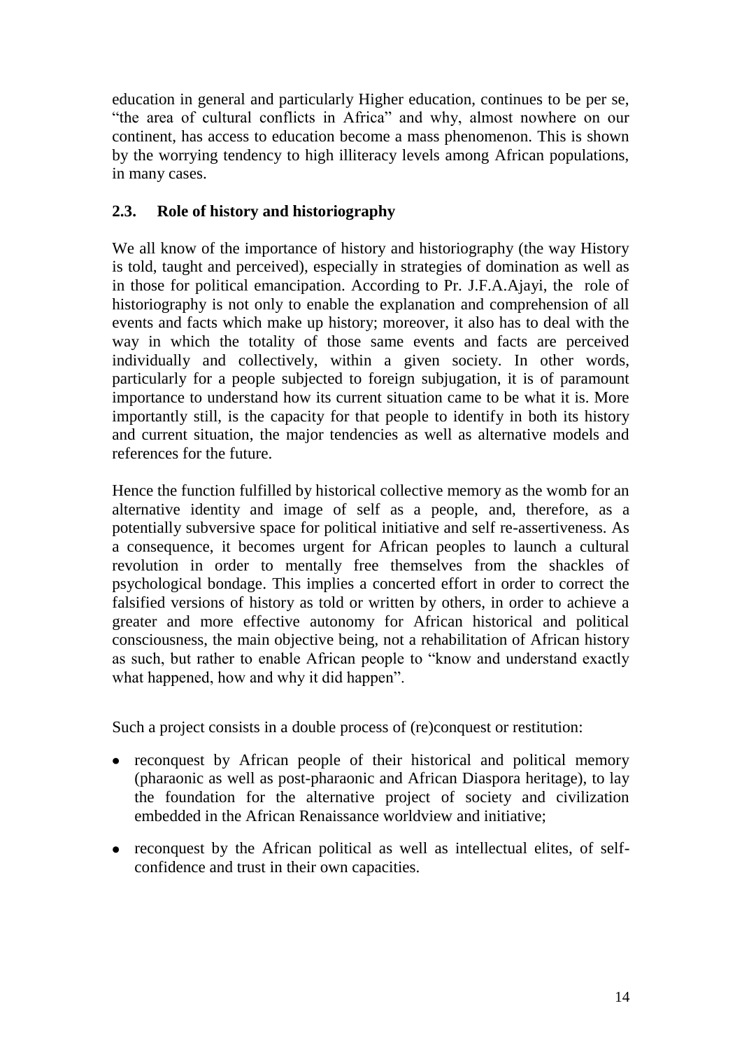education in general and particularly Higher education, continues to be per se, "the area of cultural conflicts in Africa" and why, almost nowhere on our continent, has access to education become a mass phenomenon. This is shown by the worrying tendency to high illiteracy levels among African populations, in many cases.

### 2.3. Role of history and historiography

We all know of the importance of history and historiography (the way History is told, taught and perceived), especially in strategies of domination as well as in those for political emancipation. According to Pr. J.F.A.Ajayi, the role of historiography is not only to enable the explanation and comprehension of all events and facts which make up history; moreover, it also has to deal with the way in which the totality of those same events and facts are perceived individually and collectively, within a given society. In other words, particularly for a people subjected to foreign subjugation, it is of paramount importance to understand how its current situation came to be what it is. More importantly still, is the capacity for that people to identify in both its history and current situation, the major tendencies as well as alternative models and references for the future.

Hence the function fulfilled by historical collective memory as the womb for an alternative identity and image of self as a people, and, therefore, as a potentially subversive space for political initiative and self re-assertiveness. As a consequence, it becomes urgent for African peoples to launch a cultural revolution in order to mentally free themselves from the shackles of psychological bondage. This implies a concerted effort in order to correct the falsified versions of history as told or written by others, in order to achieve a greater and more effective autonomy for African historical and political consciousness, the main objective being, not a rehabilitation of African history as such, but rather to enable African people to "know and understand exactly what happened, how and why it did happen".

Such a project consists in a double process of (re)conquest or restitution:

- reconquest by African people of their historical and political memory (pharaonic as well as post-pharaonic and African Diaspora heritage), to lay the foundation for the alternative project of society and civilization embedded in the African Renaissance worldview and initiative;
- reconquest by the African political as well as intellectual elites, of self-confidence and trust in their own capacities.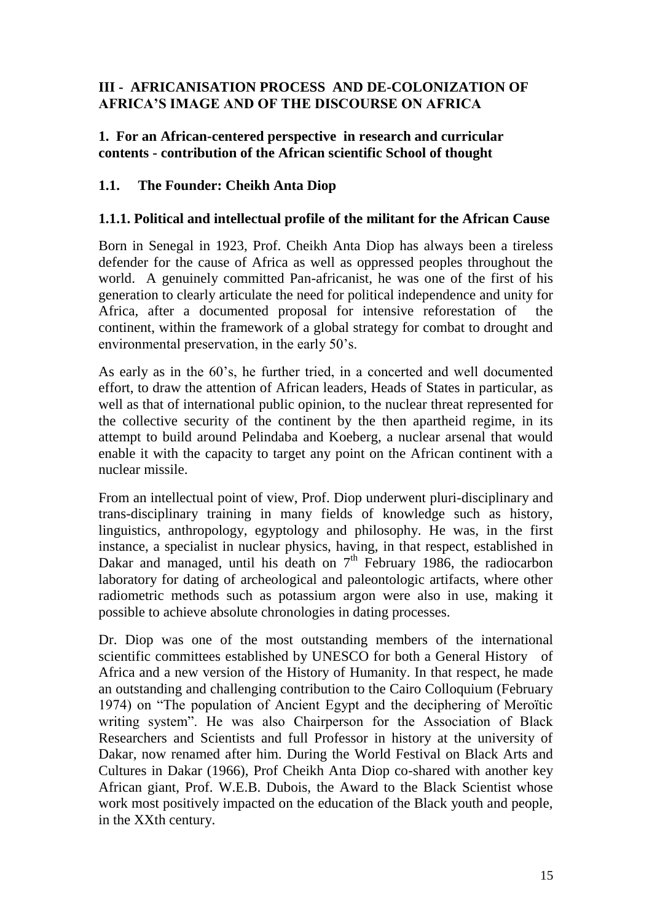## III - AFRICANISATION PROCESS AND DE-COLONIZATION OF AFRICA'S IMAGE AND OF THE DISCOURSE ON AFRICA

### 1. For an African-centered perspective in research and curricular contents - contribution of the African scientific School of thought

### 1.1. The Founder: Cheikh Anta Diop

#### 1.1.1. Political and intellectual profile of the militant for the African Cause

Born in Senegal in 1923, Prof. Cheikh Anta Diop has always been a tireless defender for the cause of Africa as well as oppressed peoples throughout the world. A genuinely committed Pan-africanist, he was one of the first of his generation to clearly articulate the need for political independence and unity for Africa, after a documented proposal for intensive reforestation of the continent, within the framework of a global strategy for combat to drought and environmental preservation, in the early 50's.

As early as in the 60's, he further tried, in a concerted and well documented effort, to draw the attention of African leaders, Heads of States in particular, as well as that of international public opinion, to the nuclear threat represented for the collective security of the continent by the then apartheid regime, in its attempt to build around Pelindaba and Koeberg, a nuclear arsenal that would enable it with the capacity to target any point on the African continent with a nuclear missile.

From an intellectual point of view, Prof. Diop underwent pluri-disciplinary and trans-disciplinary training in many fields of knowledge such as history, linguistics, anthropology, egyptology and philosophy. He was, in the first instance, a specialist in nuclear physics, having, in that respect, established in Dakar and managed, until his death on 7th February 1986, the radiocarbon laboratory for dating of archeological and paleontologic artifacts, where other radiometric methods such as potassium argon were also in use, making it possible to achieve absolute chronologies in dating processes.

Dr. Diop was one of the most outstanding members of the international scientific committees established by UNESCO for both a General History of Africa and a new version of the History of Humanity. In that respect, he made an outstanding and challenging contribution to the Cairo Colloquium (February 1974) on "The population of Ancient Egypt and the deciphering of Meroïtic writing system". He was also Chairperson for the Association of Black Researchers and Scientists and full Professor in history at the university of Dakar, now renamed after him. During the World Festival on Black Arts and Cultures in Dakar (1966), Prof Cheikh Anta Diop co-shared with another key African giant, Prof. W.E.B. Dubois, the Award to the Black Scientist whose work most positively impacted on the education of the Black youth and people, in the XXth century.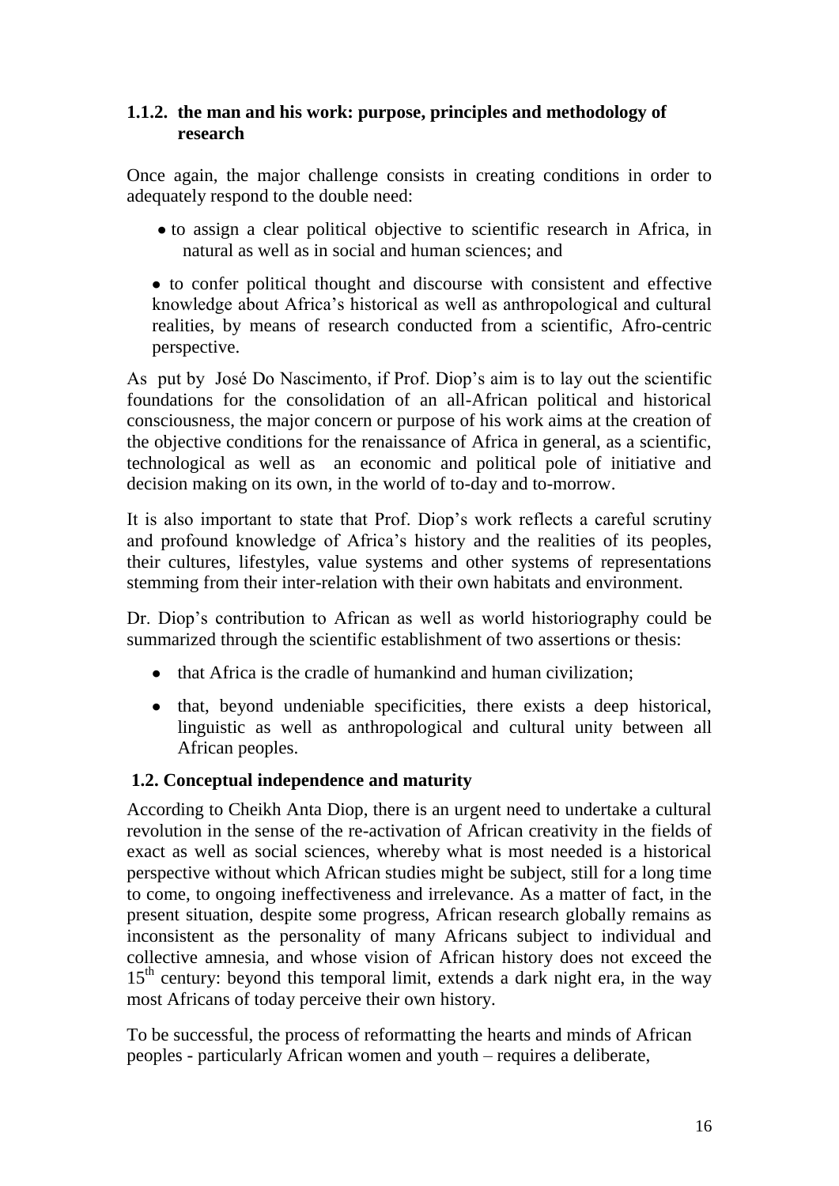### 1.1.2. the man and his work: purpose, principles and methodology of research

Once again, the major challenge consists in creating conditions in order to adequately respond to the double need:

- to assign a clear political objective to scientific research in Africa, in natural as well as in social and human sciences; and
- to confer political thought and discourse with consistent and effective knowledge about Africa's historical as well as anthropological and cultural realities, by means of research conducted from a scientific, Afro-centric perspective.

As put by José Do Nascimento, if Prof. Diop's aim is to lay out the scientific foundations for the consolidation of an all-African political and historical consciousness, the major concern or purpose of his work aims at the creation of the objective conditions for the renaissance of Africa in general, as a scientific, technological as well as an economic and political pole of initiative and decision making on its own, in the world of to-day and to-morrow.

It is also important to state that Prof. Diop's work reflects a careful scrutiny and profound knowledge of Africa's history and the realities of its peoples, their cultures, lifestyles, value systems and other systems of representations stemming from their inter-relation with their own habitats and environment.

Dr. Diop's contribution to African as well as world historiography could be summarized through the scientific establishment of two assertions or thesis:

- that Africa is the cradle of humankind and human civilization;
- that, beyond undeniable specificities, there exists a deep historical, linguistic as well as anthropological and cultural unity between all African peoples.

## 1.2. Conceptual independence and maturity

According to Cheikh Anta Diop, there is an urgent need to undertake a cultural revolution in the sense of the re-activation of African creativity in the fields of exact as well as social sciences, whereby what is most needed is a historical perspective without which African studies might be subject, still for a long time to come, to ongoing ineffectiveness and irrelevance. As a matter of fact, in the present situation, despite some progress, African research globally remains as inconsistent as the personality of many Africans subject to individual and collective amnesia, and whose vision of African history does not exceed the 15th century: beyond this temporal limit, extends a dark night era, in the way most Africans of today perceive their own history.

To be successful, the process of reformatting the hearts and minds of African peoples - particularly African women and youth – requires a deliberate,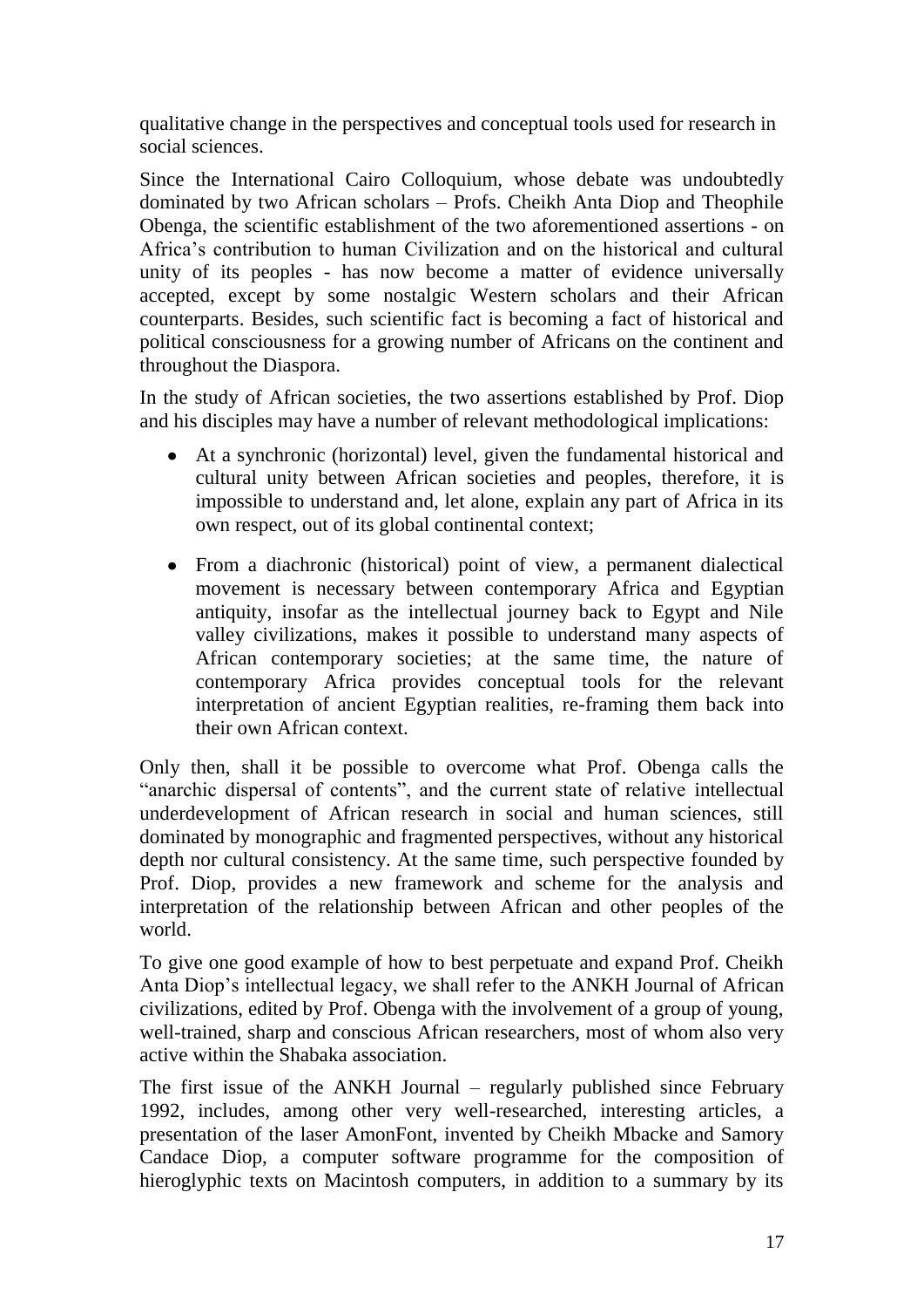qualitative change in the perspectives and conceptual tools used for research in social sciences.

Since the International Cairo Colloquium, whose debate was undoubtedly dominated by two African scholars – Profs. Cheikh Anta Diop and Theophile Obenga, the scientific establishment of the two aforementioned assertions - on Africa's contribution to human Civilization and on the historical and cultural unity of its peoples - has now become a matter of evidence universally accepted, except by some nostalgic Western scholars and their African counterparts. Besides, such scientific fact is becoming a fact of historical and political consciousness for a growing number of Africans on the continent and throughout the Diaspora.

In the study of African societies, the two assertions established by Prof. Diop and his disciples may have a number of relevant methodological implications:

- At a synchronic (horizontal) level, given the fundamental historical and cultural unity between African societies and peoples, therefore, it is impossible to understand and, let alone, explain any part of Africa in its own respect, out of its global continental context;
- From a diachronic (historical) point of view, a permanent dialectical movement is necessary between contemporary Africa and Egyptian antiquity, insofar as the intellectual journey back to Egypt and Nile valley civilizations, makes it possible to understand many aspects of African contemporary societies; at the same time, the nature of contemporary Africa provides conceptual tools for the relevant interpretation of ancient Egyptian realities, re-framing them back into their own African context.

Only then, shall it be possible to overcome what Prof. Obenga calls the "anarchic dispersal of contents", and the current state of relative intellectual underdevelopment of African research in social and human sciences, still dominated by monographic and fragmented perspectives, without any historical depth nor cultural consistency. At the same time, such perspective founded by Prof. Diop, provides a new framework and scheme for the analysis and interpretation of the relationship between African and other peoples of the world.

To give one good example of how to best perpetuate and expand Prof. Cheikh Anta Diop's intellectual legacy, we shall refer to the ANKH Journal of African civilizations, edited by Prof. Obenga with the involvement of a group of young, well-trained, sharp and conscious African researchers, most of whom also very active within the Shabaka association.

The first issue of the ANKH Journal – regularly published since February 1992, includes, among other very well-researched, interesting articles, a presentation of the laser AmonFont, invented by Cheikh Mbacke and Samory Candace Diop, a computer software programme for the composition of hieroglyphic texts on Macintosh computers, in addition to a summary by its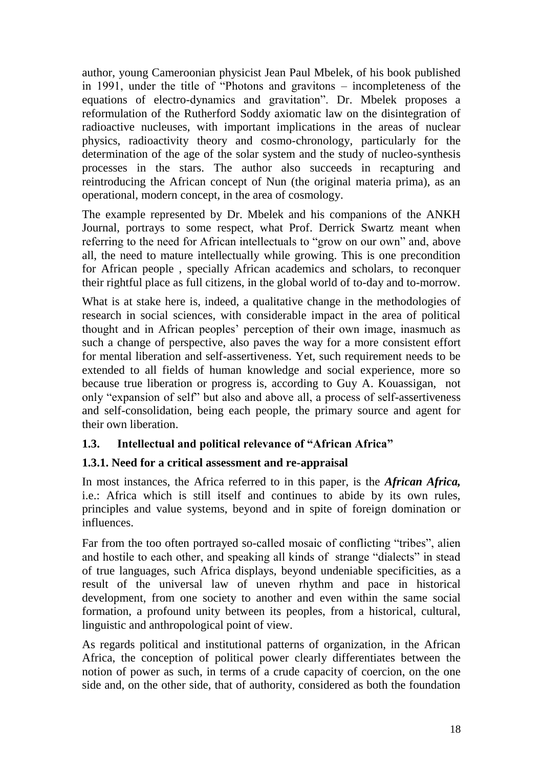author, young Cameroonian physicist Jean Paul Mbelek, of his book published in 1991, under the title of "Photons and gravitons – incompleteness of the equations of electro-dynamics and gravitation". Dr. Mbelek proposes a reformulation of the Rutherford Soddy axiomatic law on the disintegration of radioactive nucleuses, with important implications in the areas of nuclear physics, radioactivity theory and cosmo-chronology, particularly for the determination of the age of the solar system and the study of nucleo-synthesis processes in the stars. The author also succeeds in recapturing and reintroducing the African concept of Nun (the original materia prima), as an operational, modern concept, in the area of cosmology.

The example represented by Dr. Mbelek and his companions of the ANKH Journal, portrays to some respect, what Prof. Derrick Swartz meant when referring to the need for African intellectuals to "grow on our own" and, above all, the need to mature intellectually while growing. This is one precondition for African people , specially African academics and scholars, to reconquer their rightful place as full citizens, in the global world of to-day and to-morrow.

What is at stake here is, indeed, a qualitative change in the methodologies of research in social sciences, with considerable impact in the area of political thought and in African peoples' perception of their own image, inasmuch as such a change of perspective, also paves the way for a more consistent effort for mental liberation and self-assertiveness. Yet, such requirement needs to be extended to all fields of human knowledge and social experience, more so because true liberation or progress is, according to Guy A. Kouassigan, not only "expansion of self" but also and above all, a process of self-assertiveness and self-consolidation, being each people, the primary source and agent for their own liberation.

### 1.3. Intellectual and political relevance of "African Africa"

#### 1.3.1. Need for a critical assessment and re-appraisal

In most instances, the Africa referred to in this paper, is the ***African Africa,*** i.e.: Africa which is still itself and continues to abide by its own rules, principles and value systems, beyond and in spite of foreign domination or influences.

Far from the too often portrayed so-called mosaic of conflicting "tribes", alien and hostile to each other, and speaking all kinds of strange "dialects" in stead of true languages, such Africa displays, beyond undeniable specificities, as a result of the universal law of uneven rhythm and pace in historical development, from one society to another and even within the same social formation, a profound unity between its peoples, from a historical, cultural, linguistic and anthropological point of view.

As regards political and institutional patterns of organization, in the African Africa, the conception of political power clearly differentiates between the notion of power as such, in terms of a crude capacity of coercion, on the one side and, on the other side, that of authority, considered as both the foundation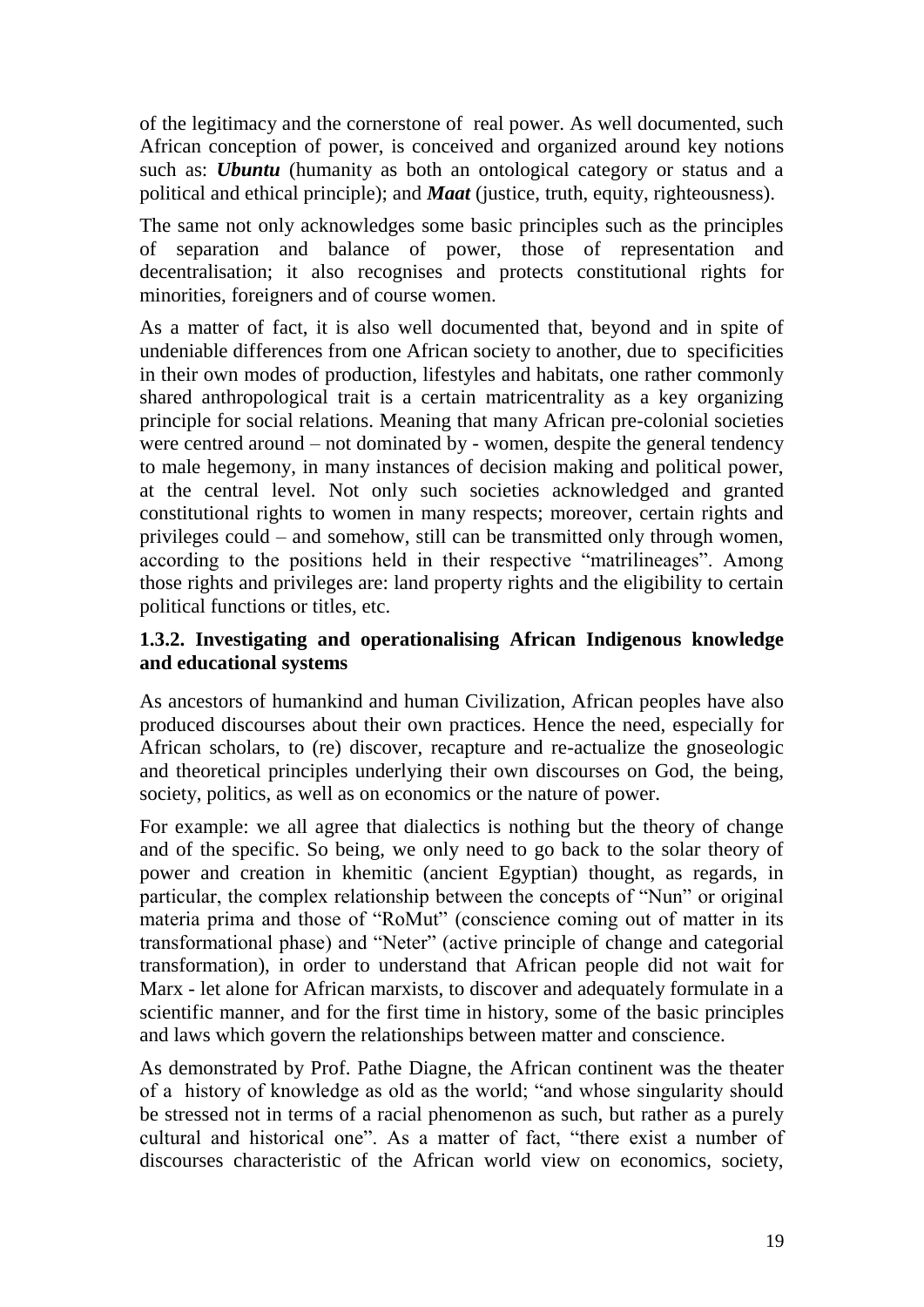of the legitimacy and the cornerstone of real power. As well documented, such African conception of power, is conceived and organized around key notions such as: ***Ubuntu*** (humanity as both an ontological category or status and a political and ethical principle); and ***Maat*** (justice, truth, equity, righteousness).

The same not only acknowledges some basic principles such as the principles of separation and balance of power, those of representation and decentralisation; it also recognises and protects constitutional rights for minorities, foreigners and of course women.

As a matter of fact, it is also well documented that, beyond and in spite of undeniable differences from one African society to another, due to specificities in their own modes of production, lifestyles and habitats, one rather commonly shared anthropological trait is a certain matricentrality as a key organizing principle for social relations. Meaning that many African pre-colonial societies were centred around – not dominated by - women, despite the general tendency to male hegemony, in many instances of decision making and political power, at the central level. Not only such societies acknowledged and granted constitutional rights to women in many respects; moreover, certain rights and privileges could – and somehow, still can be transmitted only through women, according to the positions held in their respective "matrilineages". Among those rights and privileges are: land property rights and the eligibility to certain political functions or titles, etc.

### 1.3.2. Investigating and operationalising African Indigenous knowledge and educational systems

As ancestors of humankind and human Civilization, African peoples have also produced discourses about their own practices. Hence the need, especially for African scholars, to (re) discover, recapture and re-actualize the gnoseologic and theoretical principles underlying their own discourses on God, the being, society, politics, as well as on economics or the nature of power.

For example: we all agree that dialectics is nothing but the theory of change and of the specific. So being, we only need to go back to the solar theory of power and creation in khemitic (ancient Egyptian) thought, as regards, in particular, the complex relationship between the concepts of "Nun" or original materia prima and those of "RoMut" (conscience coming out of matter in its transformational phase) and "Neter" (active principle of change and categorial transformation), in order to understand that African people did not wait for Marx - let alone for African marxists, to discover and adequately formulate in a scientific manner, and for the first time in history, some of the basic principles and laws which govern the relationships between matter and conscience.

As demonstrated by Prof. Pathe Diagne, the African continent was the theater of a history of knowledge as old as the world; "and whose singularity should be stressed not in terms of a racial phenomenon as such, but rather as a purely cultural and historical one". As a matter of fact, "there exist a number of discourses characteristic of the African world view on economics, society,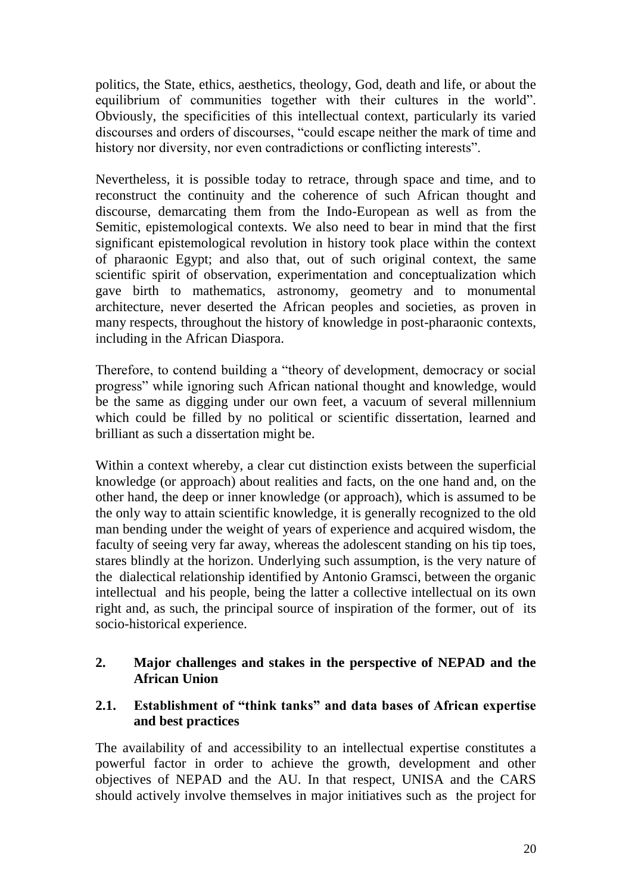politics, the State, ethics, aesthetics, theology, God, death and life, or about the equilibrium of communities together with their cultures in the world". Obviously, the specificities of this intellectual context, particularly its varied discourses and orders of discourses, "could escape neither the mark of time and history nor diversity, nor even contradictions or conflicting interests".

Nevertheless, it is possible today to retrace, through space and time, and to reconstruct the continuity and the coherence of such African thought and discourse, demarcating them from the Indo-European as well as from the Semitic, epistemological contexts. We also need to bear in mind that the first significant epistemological revolution in history took place within the context of pharaonic Egypt; and also that, out of such original context, the same scientific spirit of observation, experimentation and conceptualization which gave birth to mathematics, astronomy, geometry and to monumental architecture, never deserted the African peoples and societies, as proven in many respects, throughout the history of knowledge in post-pharaonic contexts, including in the African Diaspora.

Therefore, to contend building a "theory of development, democracy or social progress" while ignoring such African national thought and knowledge, would be the same as digging under our own feet, a vacuum of several millennium which could be filled by no political or scientific dissertation, learned and brilliant as such a dissertation might be.

Within a context whereby, a clear cut distinction exists between the superficial knowledge (or approach) about realities and facts, on the one hand and, on the other hand, the deep or inner knowledge (or approach), which is assumed to be the only way to attain scientific knowledge, it is generally recognized to the old man bending under the weight of years of experience and acquired wisdom, the faculty of seeing very far away, whereas the adolescent standing on his tip toes, stares blindly at the horizon. Underlying such assumption, is the very nature of the dialectical relationship identified by Antonio Gramsci, between the organic intellectual and his people, being the latter a collective intellectual on its own right and, as such, the principal source of inspiration of the former, out of its socio-historical experience.

## 2. Major challenges and stakes in the perspective of NEPAD and the African Union

### 2.1. Establishment of "think tanks" and data bases of African expertise and best practices

The availability of and accessibility to an intellectual expertise constitutes a powerful factor in order to achieve the growth, development and other objectives of NEPAD and the AU. In that respect, UNISA and the CARS should actively involve themselves in major initiatives such as the project for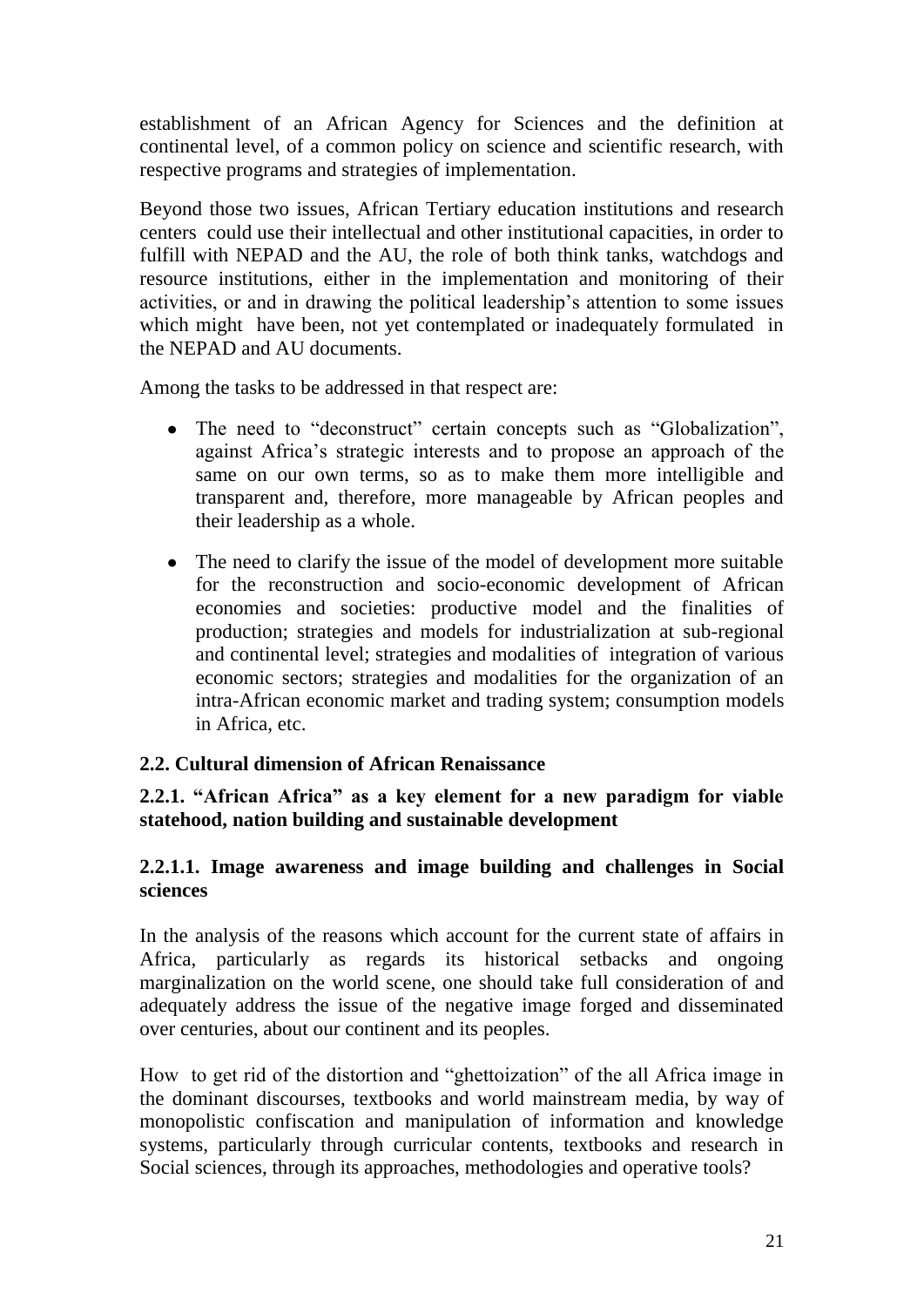establishment of an African Agency for Sciences and the definition at continental level, of a common policy on science and scientific research, with respective programs and strategies of implementation.

Beyond those two issues, African Tertiary education institutions and research centers could use their intellectual and other institutional capacities, in order to fulfill with NEPAD and the AU, the role of both think tanks, watchdogs and resource institutions, either in the implementation and monitoring of their activities, or and in drawing the political leadership's attention to some issues which might have been, not yet contemplated or inadequately formulated in the NEPAD and AU documents.

Among the tasks to be addressed in that respect are:

- The need to "deconstruct" certain concepts such as "Globalization", against Africa's strategic interests and to propose an approach of the same on our own terms, so as to make them more intelligible and transparent and, therefore, more manageable by African peoples and their leadership as a whole.
- The need to clarify the issue of the model of development more suitable for the reconstruction and socio-economic development of African economies and societies: productive model and the finalities of production; strategies and models for industrialization at sub-regional and continental level; strategies and modalities of integration of various economic sectors; strategies and modalities for the organization of an intra-African economic market and trading system; consumption models in Africa, etc.

### 2.2. Cultural dimension of African Renaissance

#### 2.2.1. "African Africa" as a key element for a new paradigm for viable statehood, nation building and sustainable development

##### 2.2.1.1. Image awareness and image building and challenges in Social sciences

In the analysis of the reasons which account for the current state of affairs in Africa, particularly as regards its historical setbacks and ongoing marginalization on the world scene, one should take full consideration of and adequately address the issue of the negative image forged and disseminated over centuries, about our continent and its peoples.

How to get rid of the distortion and "ghettoization" of the all Africa image in the dominant discourses, textbooks and world mainstream media, by way of monopolistic confiscation and manipulation of information and knowledge systems, particularly through curricular contents, textbooks and research in Social sciences, through its approaches, methodologies and operative tools?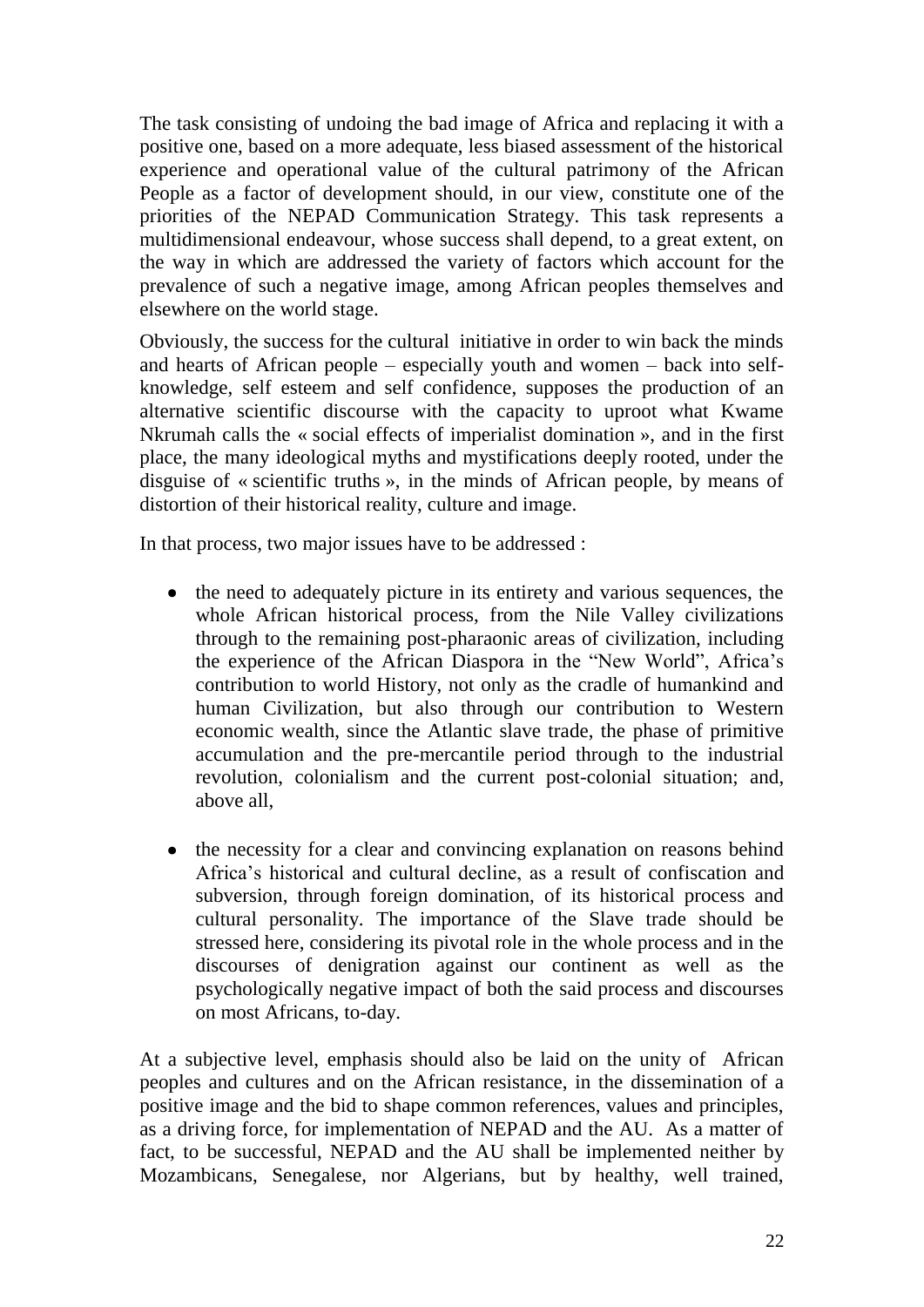The task consisting of undoing the bad image of Africa and replacing it with a positive one, based on a more adequate, less biased assessment of the historical experience and operational value of the cultural patrimony of the African People as a factor of development should, in our view, constitute one of the priorities of the NEPAD Communication Strategy. This task represents a multidimensional endeavour, whose success shall depend, to a great extent, on the way in which are addressed the variety of factors which account for the prevalence of such a negative image, among African peoples themselves and elsewhere on the world stage.

Obviously, the success for the cultural initiative in order to win back the minds and hearts of African people – especially youth and women – back into self-knowledge, self esteem and self confidence, supposes the production of an alternative scientific discourse with the capacity to uproot what Kwame Nkrumah calls the « social effects of imperialist domination », and in the first place, the many ideological myths and mystifications deeply rooted, under the disguise of « scientific truths », in the minds of African people, by means of distortion of their historical reality, culture and image.

In that process, two major issues have to be addressed :

- the need to adequately picture in its entirety and various sequences, the whole African historical process, from the Nile Valley civilizations through to the remaining post-pharaonic areas of civilization, including the experience of the African Diaspora in the "New World", Africa's contribution to world History, not only as the cradle of humankind and human Civilization, but also through our contribution to Western economic wealth, since the Atlantic slave trade, the phase of primitive accumulation and the pre-mercantile period through to the industrial revolution, colonialism and the current post-colonial situation; and, above all,

- the necessity for a clear and convincing explanation on reasons behind Africa's historical and cultural decline, as a result of confiscation and subversion, through foreign domination, of its historical process and cultural personality. The importance of the Slave trade should be stressed here, considering its pivotal role in the whole process and in the discourses of denigration against our continent as well as the psychologically negative impact of both the said process and discourses on most Africans, to-day.

At a subjective level, emphasis should also be laid on the unity of African peoples and cultures and on the African resistance, in the dissemination of a positive image and the bid to shape common references, values and principles, as a driving force, for implementation of NEPAD and the AU. As a matter of fact, to be successful, NEPAD and the AU shall be implemented neither by Mozambicans, Senegalese, nor Algerians, but by healthy, well trained,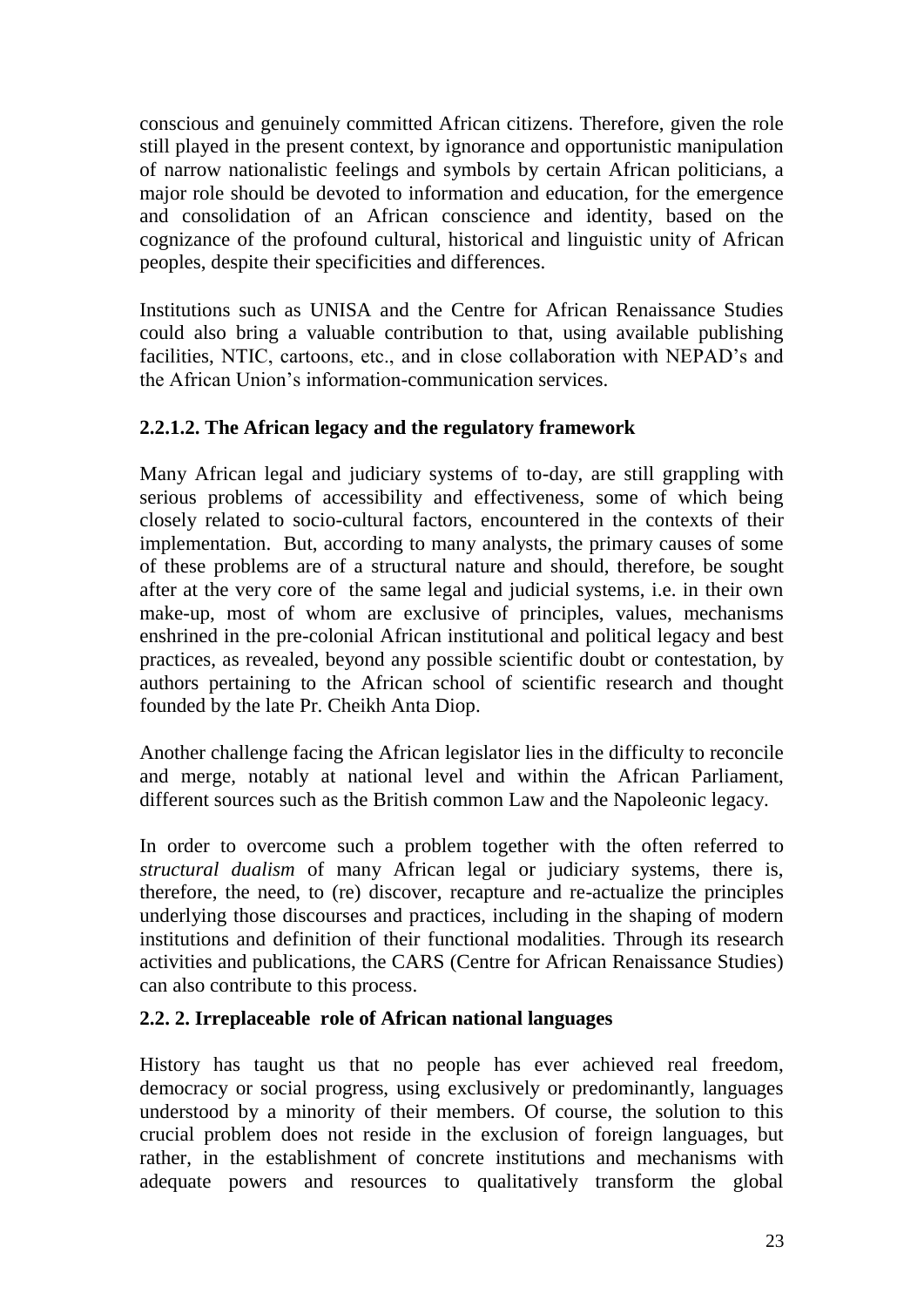conscious and genuinely committed African citizens. Therefore, given the role still played in the present context, by ignorance and opportunistic manipulation of narrow nationalistic feelings and symbols by certain African politicians, a major role should be devoted to information and education, for the emergence and consolidation of an African conscience and identity, based on the cognizance of the profound cultural, historical and linguistic unity of African peoples, despite their specificities and differences.

Institutions such as UNISA and the Centre for African Renaissance Studies could also bring a valuable contribution to that, using available publishing facilities, NTIC, cartoons, etc., and in close collaboration with NEPAD's and the African Union's information-communication services.

### 2.2.1.2. The African legacy and the regulatory framework

Many African legal and judiciary systems of to-day, are still grappling with serious problems of accessibility and effectiveness, some of which being closely related to socio-cultural factors, encountered in the contexts of their implementation. But, according to many analysts, the primary causes of some of these problems are of a structural nature and should, therefore, be sought after at the very core of the same legal and judicial systems, i.e. in their own make-up, most of whom are exclusive of principles, values, mechanisms enshrined in the pre-colonial African institutional and political legacy and best practices, as revealed, beyond any possible scientific doubt or contestation, by authors pertaining to the African school of scientific research and thought founded by the late Pr. Cheikh Anta Diop.

Another challenge facing the African legislator lies in the difficulty to reconcile and merge, notably at national level and within the African Parliament, different sources such as the British common Law and the Napoleonic legacy.

In order to overcome such a problem together with the often referred to *structural dualism* of many African legal or judiciary systems, there is, therefore, the need, to (re) discover, recapture and re-actualize the principles underlying those discourses and practices, including in the shaping of modern institutions and definition of their functional modalities. Through its research activities and publications, the CARS (Centre for African Renaissance Studies) can also contribute to this process.

### 2.2. 2. Irreplaceable role of African national languages

History has taught us that no people has ever achieved real freedom, democracy or social progress, using exclusively or predominantly, languages understood by a minority of their members. Of course, the solution to this crucial problem does not reside in the exclusion of foreign languages, but rather, in the establishment of concrete institutions and mechanisms with adequate powers and resources to qualitatively transform the global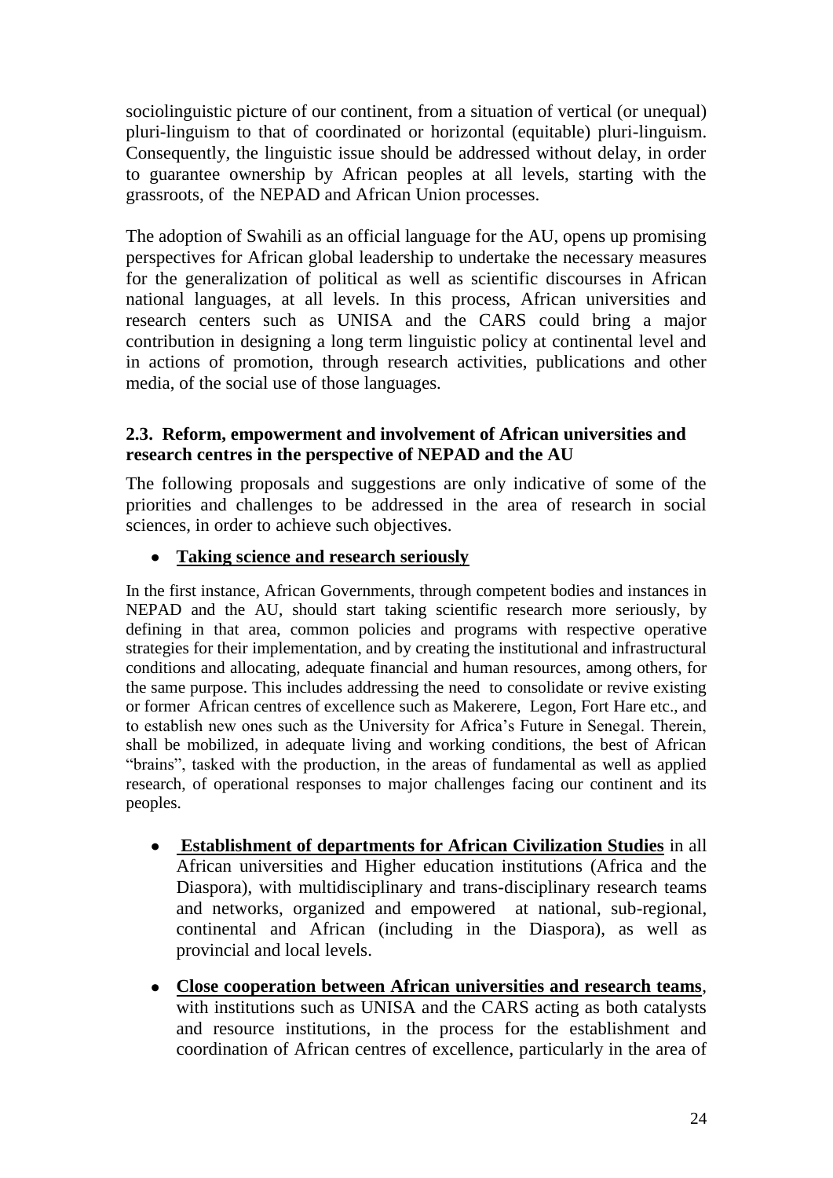sociolinguistic picture of our continent, from a situation of vertical (or unequal) pluri-linguism to that of coordinated or horizontal (equitable) pluri-linguism. Consequently, the linguistic issue should be addressed without delay, in order to guarantee ownership by African peoples at all levels, starting with the grassroots, of the NEPAD and African Union processes.

The adoption of Swahili as an official language for the AU, opens up promising perspectives for African global leadership to undertake the necessary measures for the generalization of political as well as scientific discourses in African national languages, at all levels. In this process, African universities and research centers such as UNISA and the CARS could bring a major contribution in designing a long term linguistic policy at continental level and in actions of promotion, through research activities, publications and other media, of the social use of those languages.

### 2.3. Reform, empowerment and involvement of African universities and research centres in the perspective of NEPAD and the AU

The following proposals and suggestions are only indicative of some of the priorities and challenges to be addressed in the area of research in social sciences, in order to achieve such objectives.

- **Taking science and research seriously**

In the first instance, African Governments, through competent bodies and instances in NEPAD and the AU, should start taking scientific research more seriously, by defining in that area, common policies and programs with respective operative strategies for their implementation, and by creating the institutional and infrastructural conditions and allocating, adequate financial and human resources, among others, for the same purpose. This includes addressing the need to consolidate or revive existing or former African centres of excellence such as Makerere, Legon, Fort Hare etc., and to establish new ones such as the University for Africa's Future in Senegal. Therein, shall be mobilized, in adequate living and working conditions, the best of African "brains", tasked with the production, in the areas of fundamental as well as applied research, of operational responses to major challenges facing our continent and its peoples.

- **Establishment of departments for African Civilization Studies** in all African universities and Higher education institutions (Africa and the Diaspora), with multidisciplinary and trans-disciplinary research teams and networks, organized and empowered at national, sub-regional, continental and African (including in the Diaspora), as well as provincial and local levels.

- **Close cooperation between African universities and research teams**, with institutions such as UNISA and the CARS acting as both catalysts and resource institutions, in the process for the establishment and coordination of African centres of excellence, particularly in the area of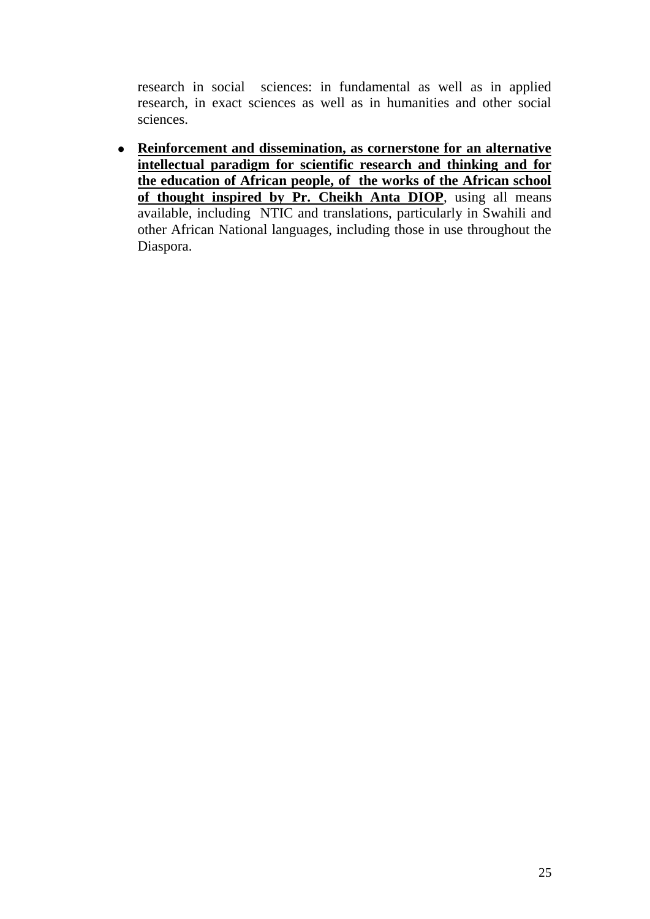research in social sciences: in fundamental as well as in applied research, in exact sciences as well as in humanities and other social sciences.

- **Reinforcement and dissemination, as cornerstone for an alternative intellectual paradigm for scientific research and thinking and for the education of African people, of the works of the African school of thought inspired by Pr. Cheikh Anta DIOP**, using all means available, including NTIC and translations, particularly in Swahili and other African National languages, including those in use throughout the Diaspora.